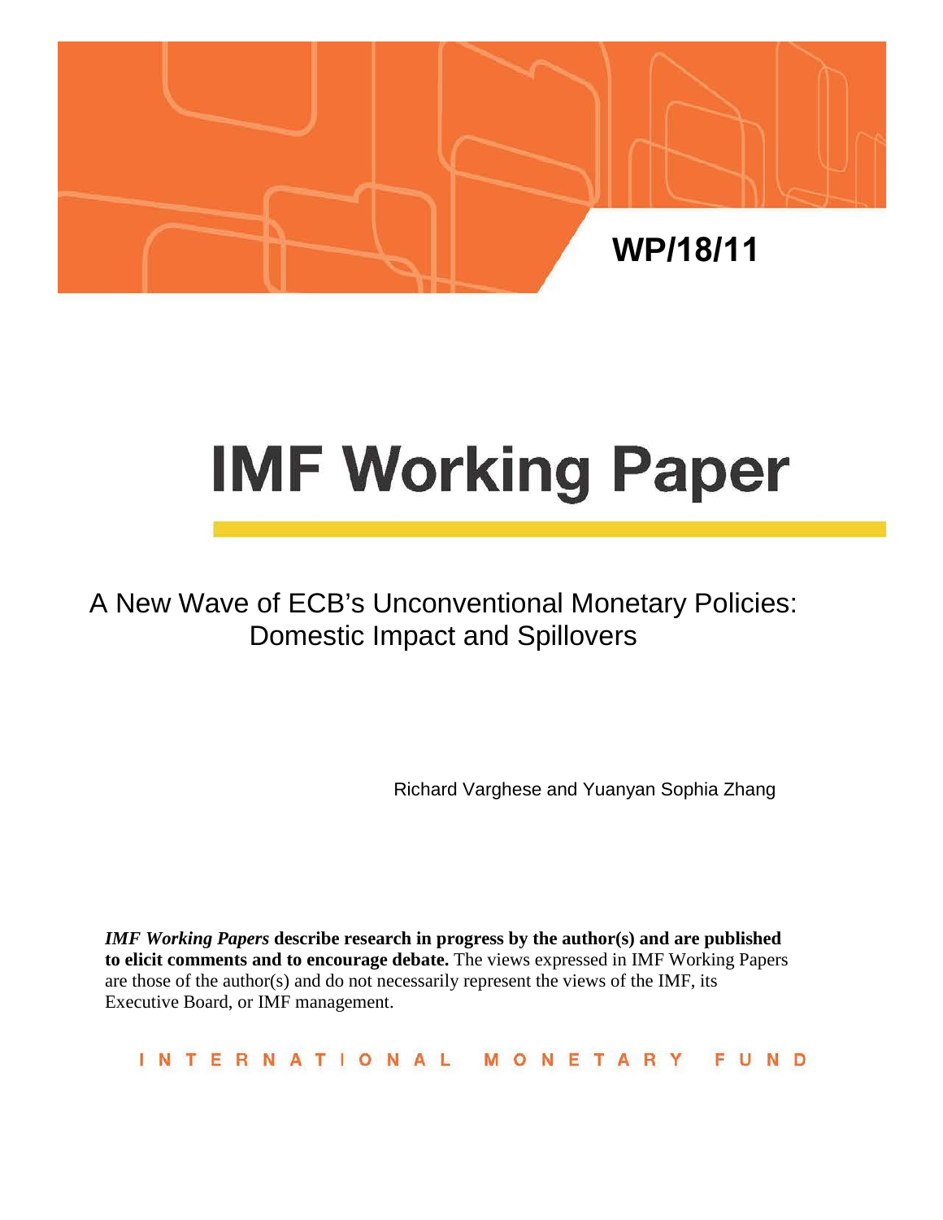WP/18/11

# IMF Working Paper

## A New Wave of ECB's Unconventional Monetary Policies: Domestic Impact and Spillovers

Richard Varghese and Yuanyan Sophia Zhang

***IMF Working Papers*** **describe research in progress by the author(s) and are published to elicit comments and to encourage debate.** The views expressed in IMF Working Papers are those of the author(s) and do not necessarily represent the views of the IMF, its Executive Board, or IMF management.

INTERNATIONAL MONETARY FUND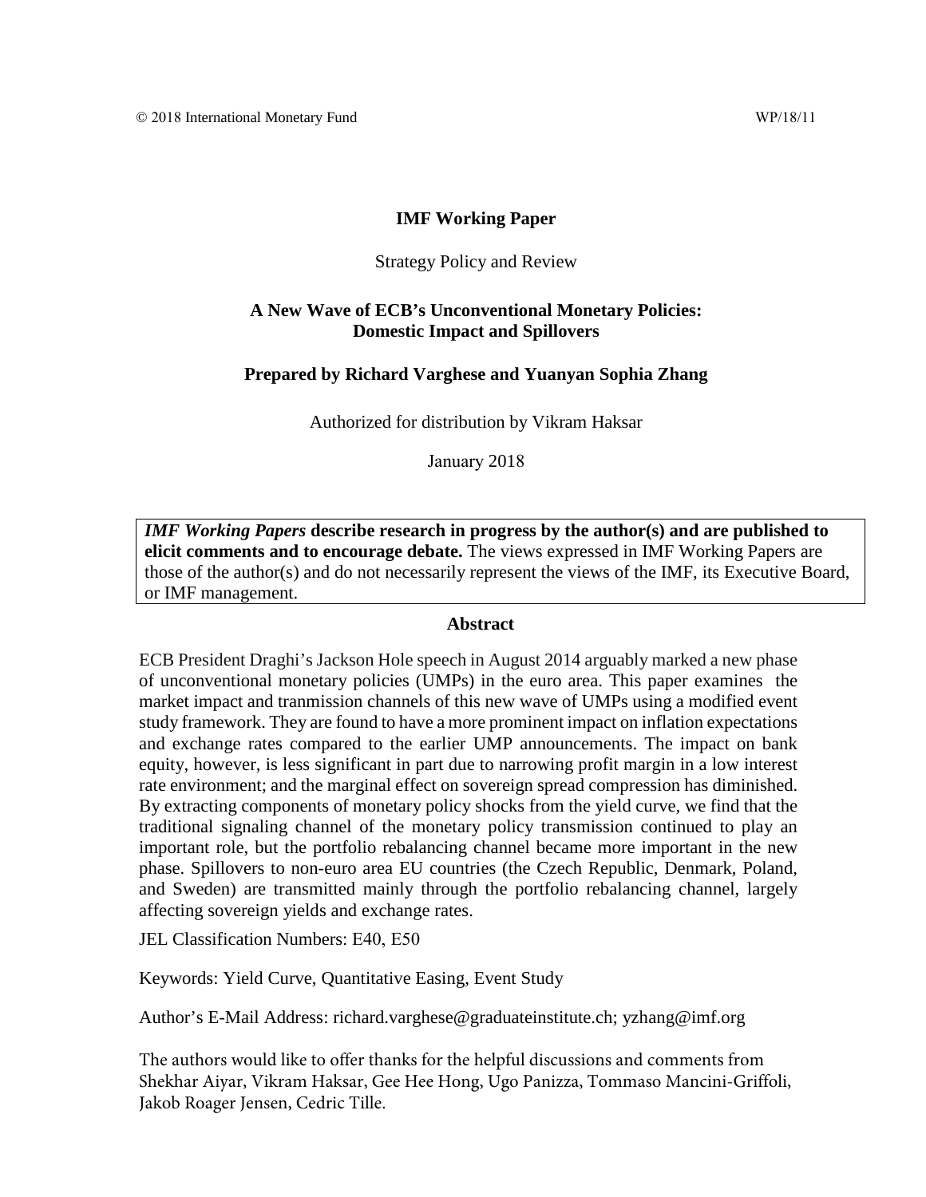© 2018 International Monetary Fund WP/18/11

# IMF Working Paper

Strategy Policy and Review

## A New Wave of ECB's Unconventional Monetary Policies: Domestic Impact and Spillovers

**Prepared by Richard Varghese and Yuanyan Sophia Zhang**

Authorized for distribution by Vikram Haksar

January 2018

***IMF Working Papers*** **describe research in progress by the author(s) and are published to elicit comments and to encourage debate.** The views expressed in IMF Working Papers are those of the author(s) and do not necessarily represent the views of the IMF, its Executive Board, or IMF management.

### Abstract

ECB President Draghi's Jackson Hole speech in August 2014 arguably marked a new phase of unconventional monetary policies (UMPs) in the euro area. This paper examines the market impact and tranmission channels of this new wave of UMPs using a modified event study framework. They are found to have a more prominent impact on inflation expectations and exchange rates compared to the earlier UMP announcements. The impact on bank equity, however, is less significant in part due to narrowing profit margin in a low interest rate environment; and the marginal effect on sovereign spread compression has diminished. By extracting components of monetary policy shocks from the yield curve, we find that the traditional signaling channel of the monetary policy transmission continued to play an important role, but the portfolio rebalancing channel became more important in the new phase. Spillovers to non-euro area EU countries (the Czech Republic, Denmark, Poland, and Sweden) are transmitted mainly through the portfolio rebalancing channel, largely affecting sovereign yields and exchange rates.

JEL Classification Numbers: E40, E50

Keywords: Yield Curve, Quantitative Easing, Event Study

Author's E-Mail Address: richard.varghese@graduateinstitute.ch; yzhang@imf.org

The authors would like to offer thanks for the helpful discussions and comments from Shekhar Aiyar, Vikram Haksar, Gee Hee Hong, Ugo Panizza, Tommaso Mancini-Griffoli, Jakob Roager Jensen, Cedric Tille.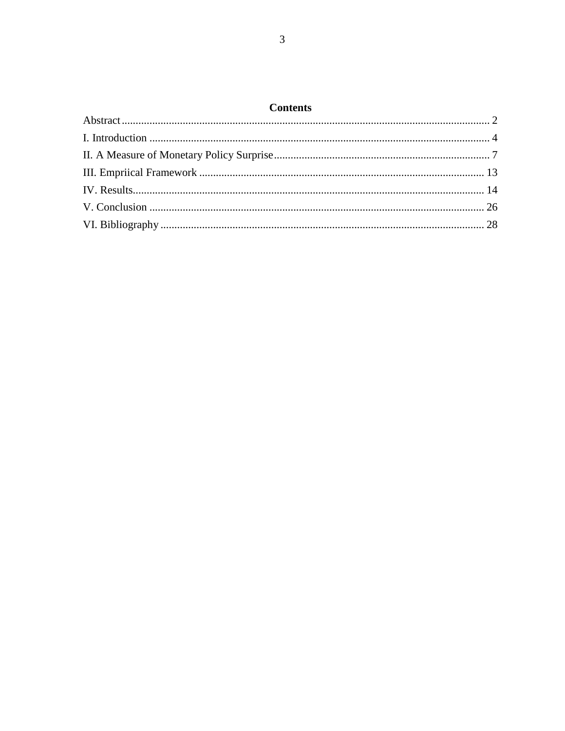## Contents

Abstract ........................................................................................................................... 2
I. Introduction ................................................................................................................... 4
II. A Measure of Monetary Policy Surprise ....................................................................... 7
III. Empriical Framework ................................................................................................ 13
IV. Results....................................................................................................................... 14
V. Conclusion .................................................................................................................. 26
VI. Bibliography .............................................................................................................. 28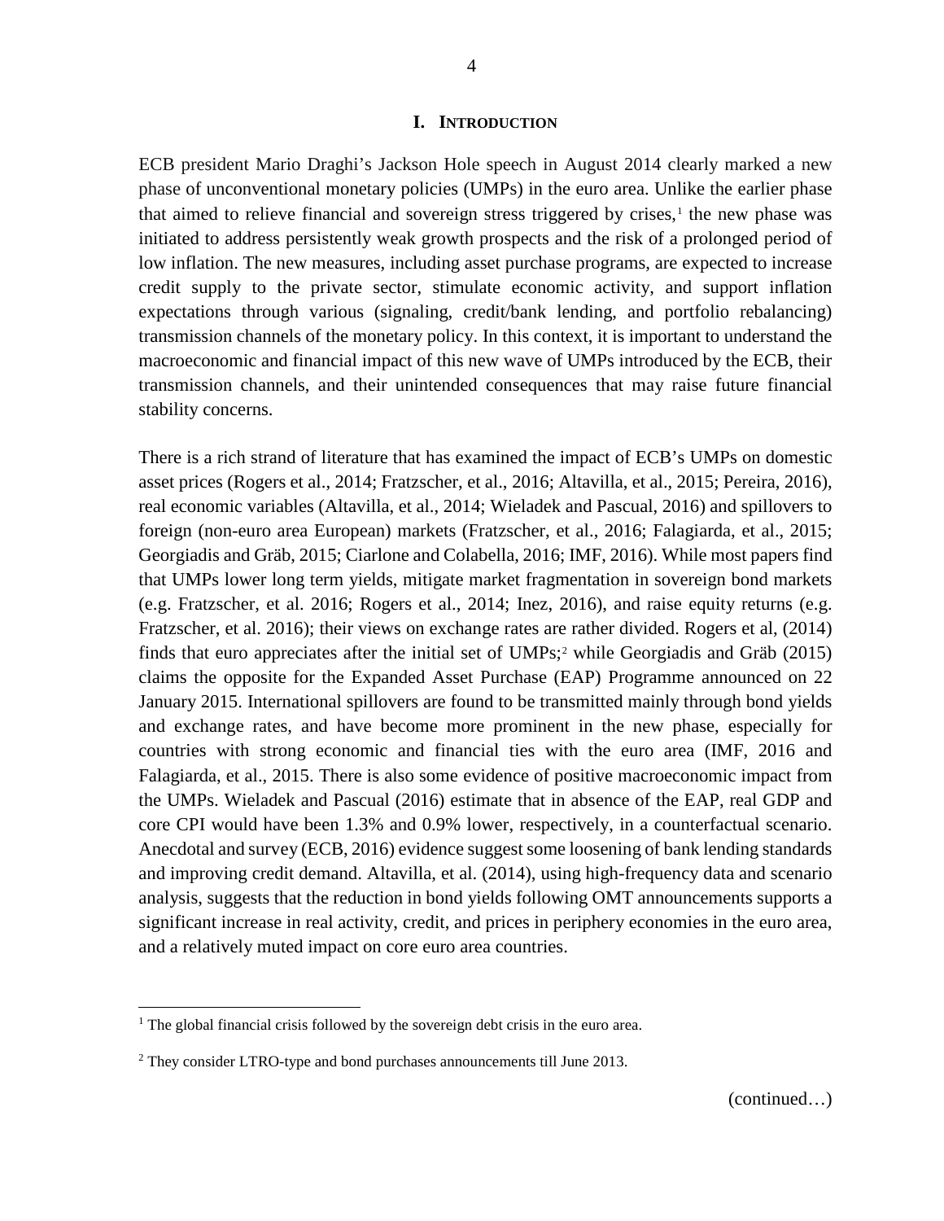# I. INTRODUCTION

ECB president Mario Draghi's Jackson Hole speech in August 2014 clearly marked a new phase of unconventional monetary policies (UMPs) in the euro area. Unlike the earlier phase that aimed to relieve financial and sovereign stress triggered by crises,[1] the new phase was initiated to address persistently weak growth prospects and the risk of a prolonged period of low inflation. The new measures, including asset purchase programs, are expected to increase credit supply to the private sector, stimulate economic activity, and support inflation expectations through various (signaling, credit/bank lending, and portfolio rebalancing) transmission channels of the monetary policy. In this context, it is important to understand the macroeconomic and financial impact of this new wave of UMPs introduced by the ECB, their transmission channels, and their unintended consequences that may raise future financial stability concerns.

There is a rich strand of literature that has examined the impact of ECB's UMPs on domestic asset prices (Rogers et al., 2014; Fratzscher, et al., 2016; Altavilla, et al., 2015; Pereira, 2016), real economic variables (Altavilla, et al., 2014; Wieladek and Pascual, 2016) and spillovers to foreign (non-euro area European) markets (Fratzscher, et al., 2016; Falagiarda, et al., 2015; Georgiadis and Gräb, 2015; Ciarlone and Colabella, 2016; IMF, 2016). While most papers find that UMPs lower long term yields, mitigate market fragmentation in sovereign bond markets (e.g. Fratzscher, et al. 2016; Rogers et al., 2014; Inez, 2016), and raise equity returns (e.g. Fratzscher, et al. 2016); their views on exchange rates are rather divided. Rogers et al, (2014) finds that euro appreciates after the initial set of UMPs;[2] while Georgiadis and Gräb (2015) claims the opposite for the Expanded Asset Purchase (EAP) Programme announced on 22 January 2015. International spillovers are found to be transmitted mainly through bond yields and exchange rates, and have become more prominent in the new phase, especially for countries with strong economic and financial ties with the euro area (IMF, 2016 and Falagiarda, et al., 2015. There is also some evidence of positive macroeconomic impact from the UMPs. Wieladek and Pascual (2016) estimate that in absence of the EAP, real GDP and core CPI would have been 1.3% and 0.9% lower, respectively, in a counterfactual scenario. Anecdotal and survey (ECB, 2016) evidence suggest some loosening of bank lending standards and improving credit demand. Altavilla, et al. (2014), using high-frequency data and scenario analysis, suggests that the reduction in bond yields following OMT announcements supports a significant increase in real activity, credit, and prices in periphery economies in the euro area, and a relatively muted impact on core euro area countries.

[1] The global financial crisis followed by the sovereign debt crisis in the euro area.

[2] They consider LTRO-type and bond purchases announcements till June 2013.

(continued…)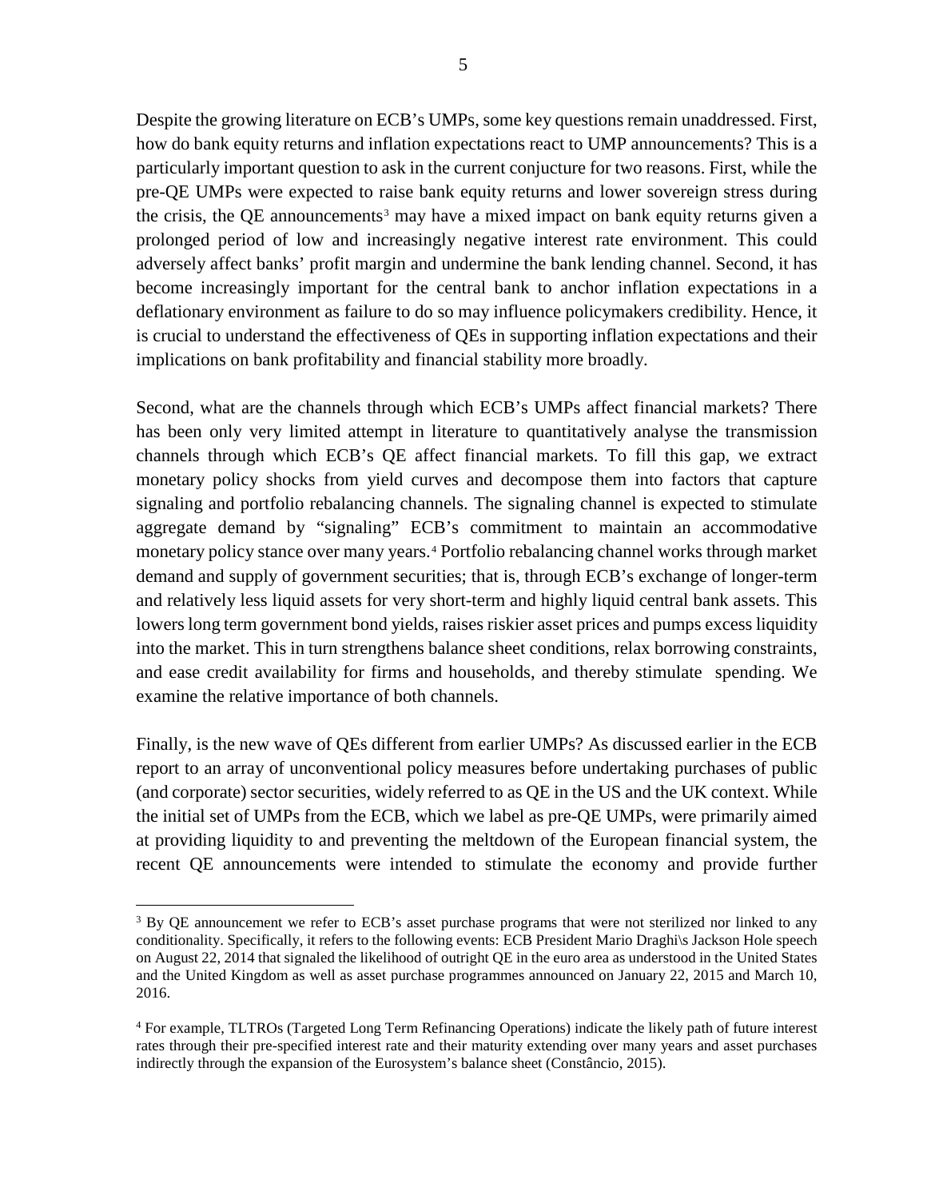Despite the growing literature on ECB's UMPs, some key questions remain unaddressed. First, how do bank equity returns and inflation expectations react to UMP announcements? This is a particularly important question to ask in the current conjucture for two reasons. First, while the pre-QE UMPs were expected to raise bank equity returns and lower sovereign stress during the crisis, the QE announcements[3] may have a mixed impact on bank equity returns given a prolonged period of low and increasingly negative interest rate environment. This could adversely affect banks' profit margin and undermine the bank lending channel. Second, it has become increasingly important for the central bank to anchor inflation expectations in a deflationary environment as failure to do so may influence policymakers credibility. Hence, it is crucial to understand the effectiveness of QEs in supporting inflation expectations and their implications on bank profitability and financial stability more broadly.

Second, what are the channels through which ECB's UMPs affect financial markets? There has been only very limited attempt in literature to quantitatively analyse the transmission channels through which ECB's QE affect financial markets. To fill this gap, we extract monetary policy shocks from yield curves and decompose them into factors that capture signaling and portfolio rebalancing channels. The signaling channel is expected to stimulate aggregate demand by "signaling" ECB's commitment to maintain an accommodative monetary policy stance over many years.[4] Portfolio rebalancing channel works through market demand and supply of government securities; that is, through ECB's exchange of longer-term and relatively less liquid assets for very short-term and highly liquid central bank assets. This lowers long term government bond yields, raises riskier asset prices and pumps excess liquidity into the market. This in turn strengthens balance sheet conditions, relax borrowing constraints, and ease credit availability for firms and households, and thereby stimulate spending. We examine the relative importance of both channels.

Finally, is the new wave of QEs different from earlier UMPs? As discussed earlier in the ECB report to an array of unconventional policy measures before undertaking purchases of public (and corporate) sector securities, widely referred to as QE in the US and the UK context. While the initial set of UMPs from the ECB, which we label as pre-QE UMPs, were primarily aimed at providing liquidity to and preventing the meltdown of the European financial system, the recent QE announcements were intended to stimulate the economy and provide further

---

[3] By QE announcement we refer to ECB's asset purchase programs that were not sterilized nor linked to any conditionality. Specifically, it refers to the following events: ECB President Mario Draghi\s Jackson Hole speech on August 22, 2014 that signaled the likelihood of outright QE in the euro area as understood in the United States and the United Kingdom as well as asset purchase programmes announced on January 22, 2015 and March 10, 2016.

[4] For example, TLTROs (Targeted Long Term Refinancing Operations) indicate the likely path of future interest rates through their pre-specified interest rate and their maturity extending over many years and asset purchases indirectly through the expansion of the Eurosystem's balance sheet (Constâncio, 2015).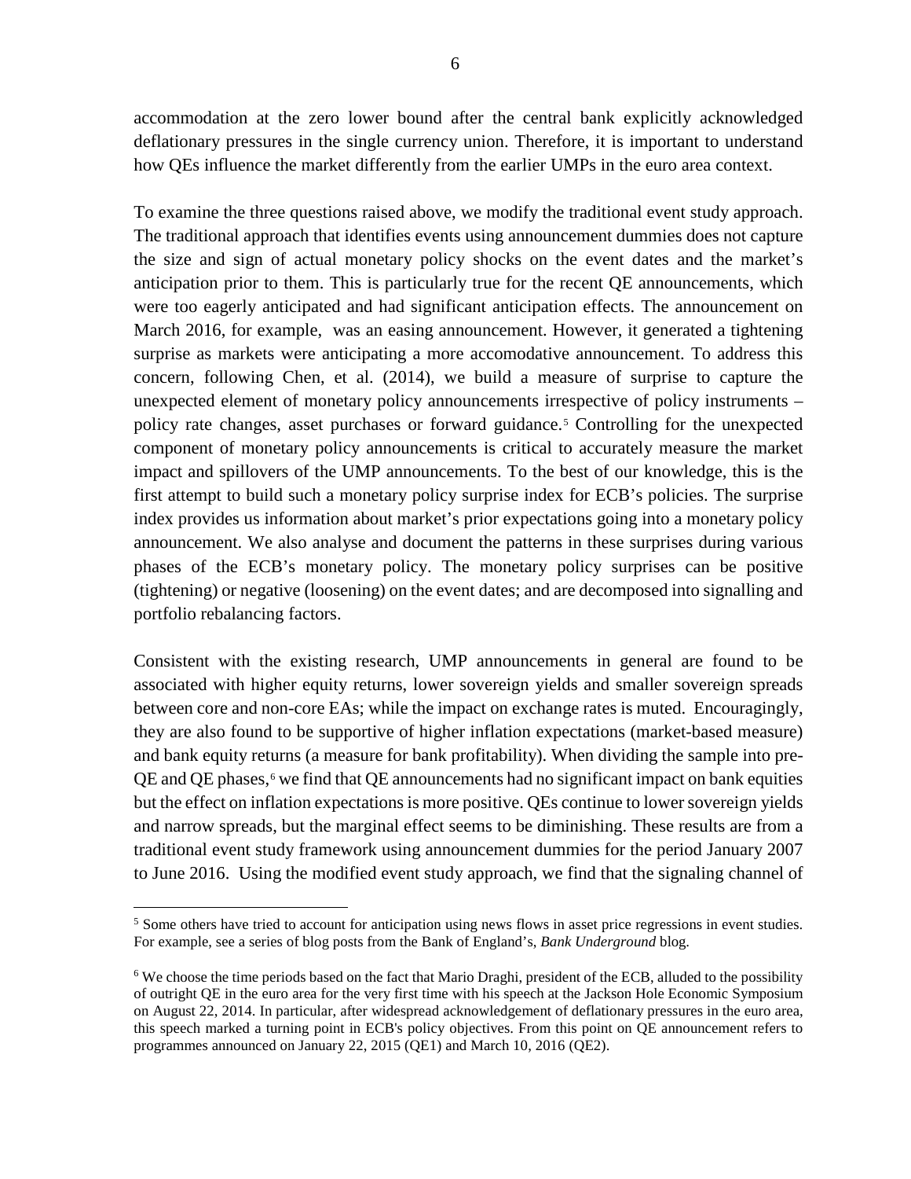accommodation at the zero lower bound after the central bank explicitly acknowledged deflationary pressures in the single currency union. Therefore, it is important to understand how QEs influence the market differently from the earlier UMPs in the euro area context.

To examine the three questions raised above, we modify the traditional event study approach. The traditional approach that identifies events using announcement dummies does not capture the size and sign of actual monetary policy shocks on the event dates and the market's anticipation prior to them. This is particularly true for the recent QE announcements, which were too eagerly anticipated and had significant anticipation effects. The announcement on March 2016, for example, was an easing announcement. However, it generated a tightening surprise as markets were anticipating a more accomodative announcement. To address this concern, following Chen, et al. (2014), we build a measure of surprise to capture the unexpected element of monetary policy announcements irrespective of policy instruments – policy rate changes, asset purchases or forward guidance.[5] Controlling for the unexpected component of monetary policy announcements is critical to accurately measure the market impact and spillovers of the UMP announcements. To the best of our knowledge, this is the first attempt to build such a monetary policy surprise index for ECB's policies. The surprise index provides us information about market's prior expectations going into a monetary policy announcement. We also analyse and document the patterns in these surprises during various phases of the ECB's monetary policy. The monetary policy surprises can be positive (tightening) or negative (loosening) on the event dates; and are decomposed into signalling and portfolio rebalancing factors.

Consistent with the existing research, UMP announcements in general are found to be associated with higher equity returns, lower sovereign yields and smaller sovereign spreads between core and non-core EAs; while the impact on exchange rates is muted. Encouragingly, they are also found to be supportive of higher inflation expectations (market-based measure) and bank equity returns (a measure for bank profitability). When dividing the sample into pre-QE and QE phases,[6] we find that QE announcements had no significant impact on bank equities but the effect on inflation expectations is more positive. QEs continue to lower sovereign yields and narrow spreads, but the marginal effect seems to be diminishing. These results are from a traditional event study framework using announcement dummies for the period January 2007 to June 2016. Using the modified event study approach, we find that the signaling channel of

[5] Some others have tried to account for anticipation using news flows in asset price regressions in event studies. For example, see a series of blog posts from the Bank of England's, *Bank Underground* blog.

[6] We choose the time periods based on the fact that Mario Draghi, president of the ECB, alluded to the possibility of outright QE in the euro area for the very first time with his speech at the Jackson Hole Economic Symposium on August 22, 2014. In particular, after widespread acknowledgement of deflationary pressures in the euro area, this speech marked a turning point in ECB's policy objectives. From this point on QE announcement refers to programmes announced on January 22, 2015 (QE1) and March 10, 2016 (QE2).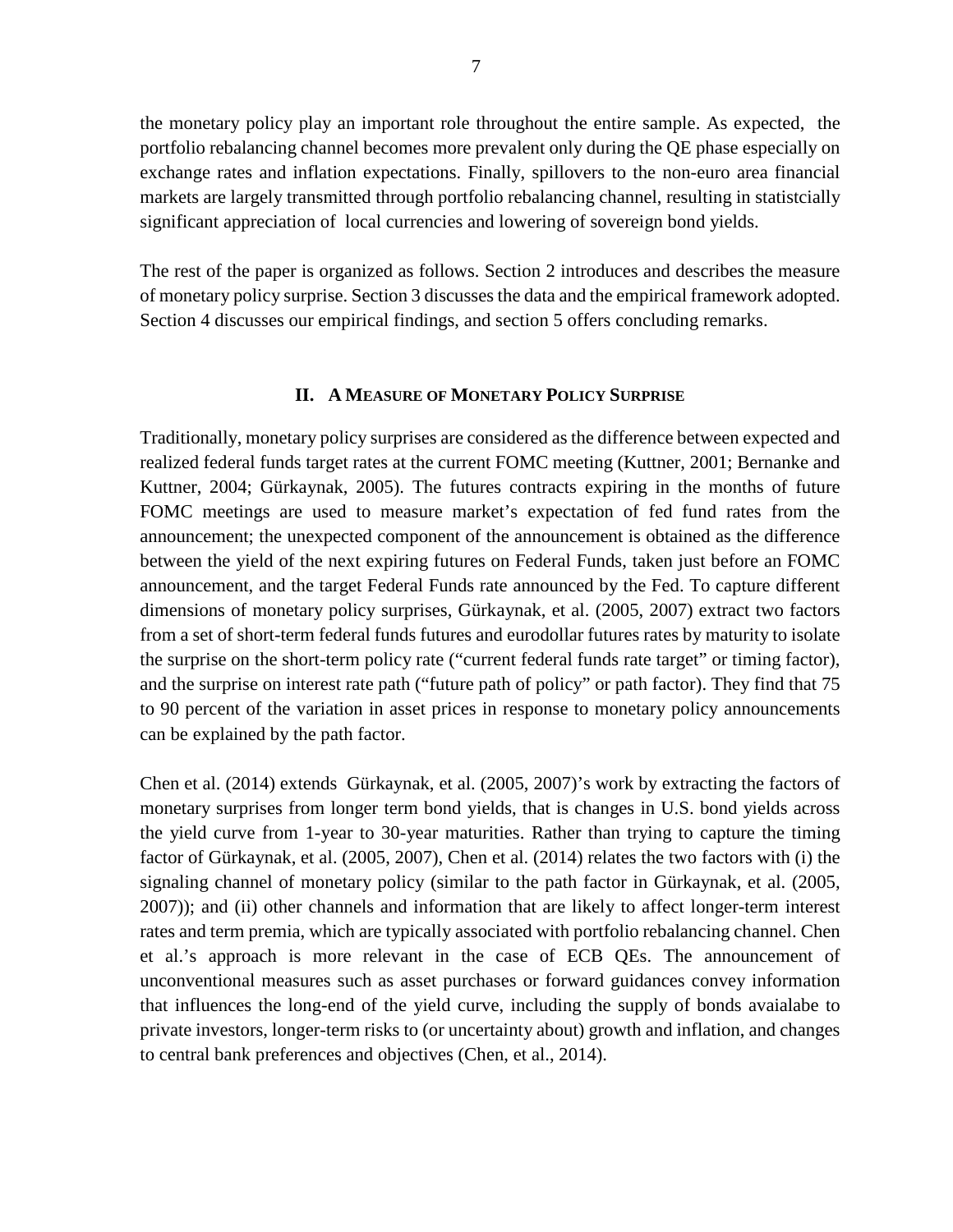the monetary policy play an important role throughout the entire sample. As expected, the portfolio rebalancing channel becomes more prevalent only during the QE phase especially on exchange rates and inflation expectations. Finally, spillovers to the non-euro area financial markets are largely transmitted through portfolio rebalancing channel, resulting in statistcially significant appreciation of local currencies and lowering of sovereign bond yields.

The rest of the paper is organized as follows. Section 2 introduces and describes the measure of monetary policy surprise. Section 3 discusses the data and the empirical framework adopted. Section 4 discusses our empirical findings, and section 5 offers concluding remarks.

## II. A Measure of Monetary Policy Surprise

Traditionally, monetary policy surprises are considered as the difference between expected and realized federal funds target rates at the current FOMC meeting (Kuttner, 2001; Bernanke and Kuttner, 2004; Gürkaynak, 2005). The futures contracts expiring in the months of future FOMC meetings are used to measure market's expectation of fed fund rates from the announcement; the unexpected component of the announcement is obtained as the difference between the yield of the next expiring futures on Federal Funds, taken just before an FOMC announcement, and the target Federal Funds rate announced by the Fed. To capture different dimensions of monetary policy surprises, Gürkaynak, et al. (2005, 2007) extract two factors from a set of short-term federal funds futures and eurodollar futures rates by maturity to isolate the surprise on the short-term policy rate ("current federal funds rate target" or timing factor), and the surprise on interest rate path ("future path of policy" or path factor). They find that 75 to 90 percent of the variation in asset prices in response to monetary policy announcements can be explained by the path factor.

Chen et al. (2014) extends Gürkaynak, et al. (2005, 2007)'s work by extracting the factors of monetary surprises from longer term bond yields, that is changes in U.S. bond yields across the yield curve from 1-year to 30-year maturities. Rather than trying to capture the timing factor of Gürkaynak, et al. (2005, 2007), Chen et al. (2014) relates the two factors with (i) the signaling channel of monetary policy (similar to the path factor in Gürkaynak, et al. (2005, 2007)); and (ii) other channels and information that are likely to affect longer-term interest rates and term premia, which are typically associated with portfolio rebalancing channel. Chen et al.'s approach is more relevant in the case of ECB QEs. The announcement of unconventional measures such as asset purchases or forward guidances convey information that influences the long-end of the yield curve, including the supply of bonds avaialabe to private investors, longer-term risks to (or uncertainty about) growth and inflation, and changes to central bank preferences and objectives (Chen, et al., 2014).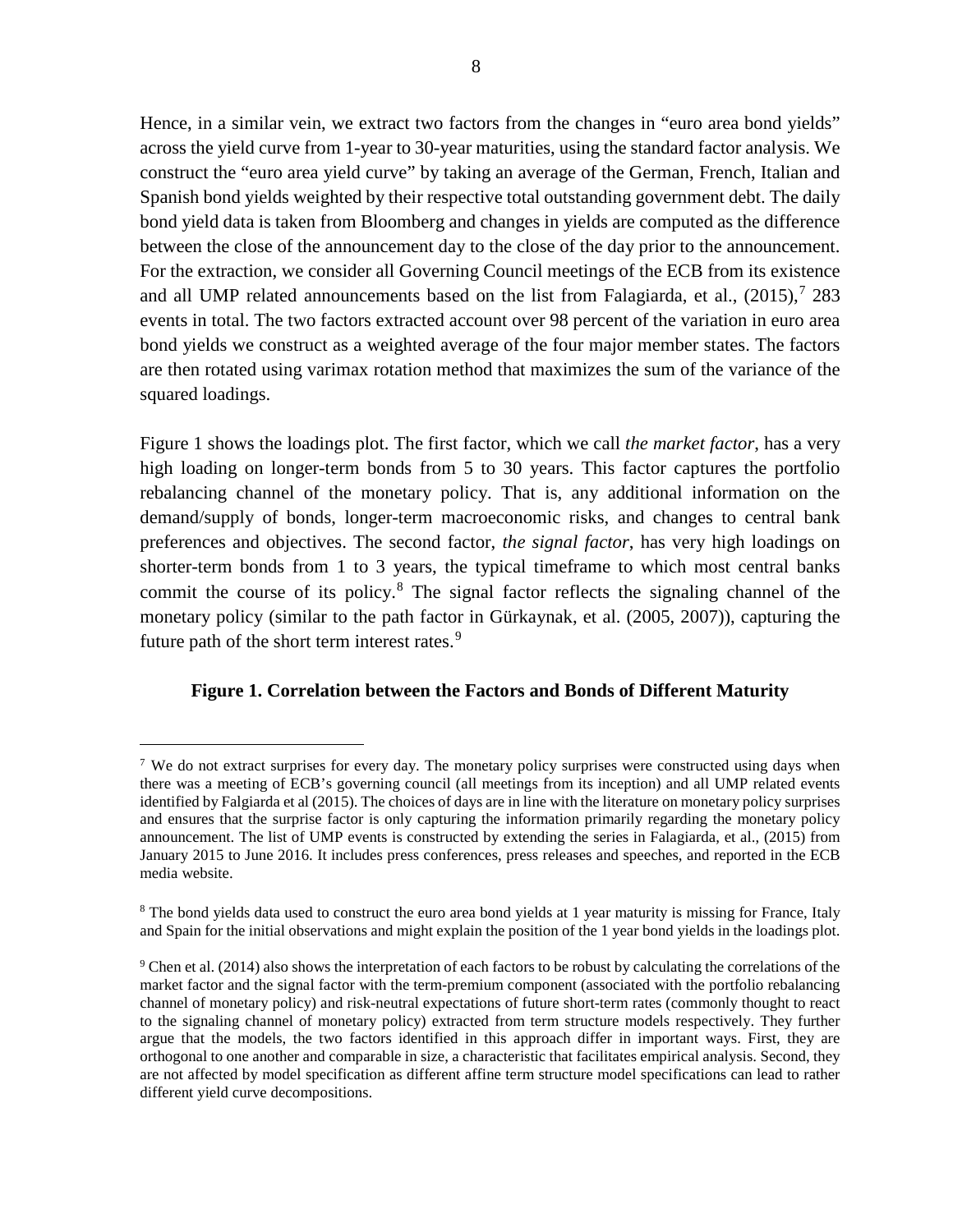Hence, in a similar vein, we extract two factors from the changes in "euro area bond yields" across the yield curve from 1-year to 30-year maturities, using the standard factor analysis. We construct the "euro area yield curve" by taking an average of the German, French, Italian and Spanish bond yields weighted by their respective total outstanding government debt. The daily bond yield data is taken from Bloomberg and changes in yields are computed as the difference between the close of the announcement day to the close of the day prior to the announcement. For the extraction, we consider all Governing Council meetings of the ECB from its existence and all UMP related announcements based on the list from Falagiarda, et al., (2015),[7] 283 events in total. The two factors extracted account over 98 percent of the variation in euro area bond yields we construct as a weighted average of the four major member states. The factors are then rotated using varimax rotation method that maximizes the sum of the variance of the squared loadings.

Figure 1 shows the loadings plot. The first factor, which we call *the market factor*, has a very high loading on longer-term bonds from 5 to 30 years. This factor captures the portfolio rebalancing channel of the monetary policy. That is, any additional information on the demand/supply of bonds, longer-term macroeconomic risks, and changes to central bank preferences and objectives. The second factor, *the signal factor*, has very high loadings on shorter-term bonds from 1 to 3 years, the typical timeframe to which most central banks commit the course of its policy.[8] The signal factor reflects the signaling channel of the monetary policy (similar to the path factor in Gürkaynak, et al. (2005, 2007)), capturing the future path of the short term interest rates.[9]

**Figure 1. Correlation between the Factors and Bonds of Different Maturity**

---

[7] We do not extract surprises for every day. The monetary policy surprises were constructed using days when there was a meeting of ECB's governing council (all meetings from its inception) and all UMP related events identified by Falgiarda et al (2015). The choices of days are in line with the literature on monetary policy surprises and ensures that the surprise factor is only capturing the information primarily regarding the monetary policy announcement. The list of UMP events is constructed by extending the series in Falagiarda, et al., (2015) from January 2015 to June 2016. It includes press conferences, press releases and speeches, and reported in the ECB media website.

[8] The bond yields data used to construct the euro area bond yields at 1 year maturity is missing for France, Italy and Spain for the initial observations and might explain the position of the 1 year bond yields in the loadings plot.

[9] Chen et al. (2014) also shows the interpretation of each factors to be robust by calculating the correlations of the market factor and the signal factor with the term-premium component (associated with the portfolio rebalancing channel of monetary policy) and risk-neutral expectations of future short-term rates (commonly thought to react to the signaling channel of monetary policy) extracted from term structure models respectively. They further argue that the models, the two factors identified in this approach differ in important ways. First, they are orthogonal to one another and comparable in size, a characteristic that facilitates empirical analysis. Second, they are not affected by model specification as different affine term structure model specifications can lead to rather different yield curve decompositions.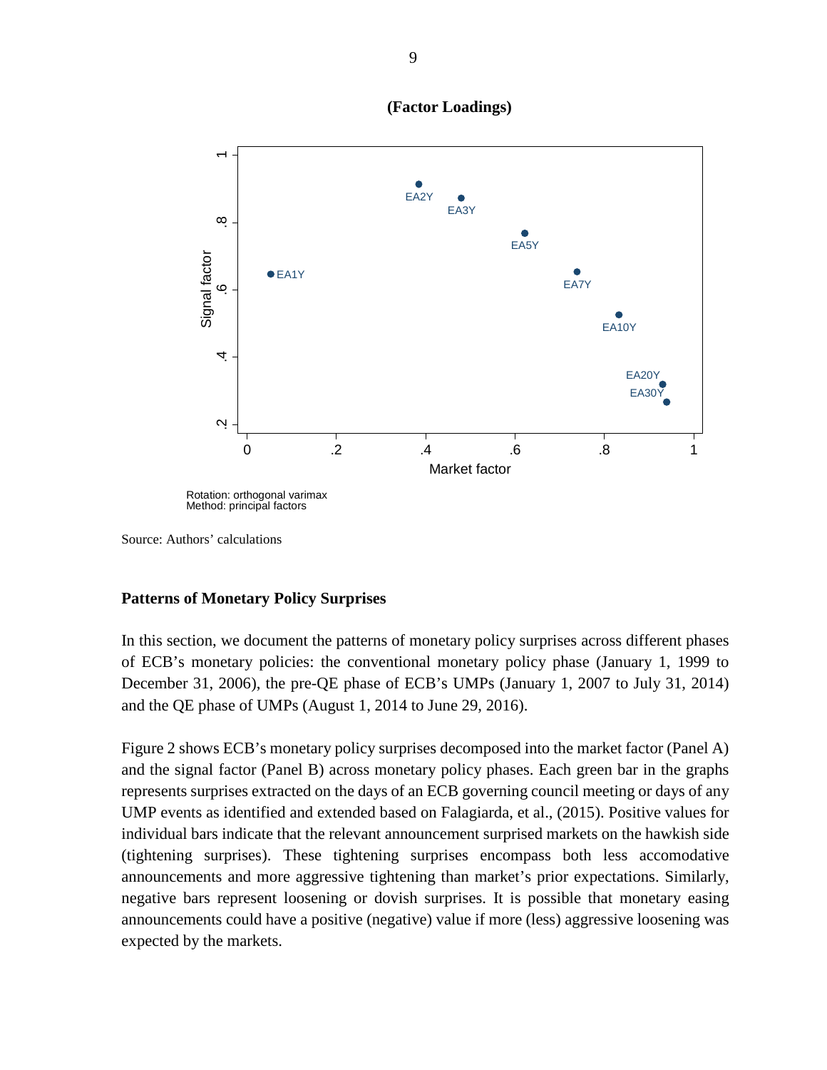**(Factor Loadings)**

Rotation: orthogonal varimax
Method: principal factors

Source: Authors' calculations

**Patterns of Monetary Policy Surprises**

In this section, we document the patterns of monetary policy surprises across different phases of ECB's monetary policies: the conventional monetary policy phase (January 1, 1999 to December 31, 2006), the pre-QE phase of ECB's UMPs (January 1, 2007 to July 31, 2014) and the QE phase of UMPs (August 1, 2014 to June 29, 2016).

Figure 2 shows ECB's monetary policy surprises decomposed into the market factor (Panel A) and the signal factor (Panel B) across monetary policy phases. Each green bar in the graphs represents surprises extracted on the days of an ECB governing council meeting or days of any UMP events as identified and extended based on Falagiarda, et al., (2015). Positive values for individual bars indicate that the relevant announcement surprised markets on the hawkish side (tightening surprises). These tightening surprises encompass both less accomodative announcements and more aggressive tightening than market's prior expectations. Similarly, negative bars represent loosening or dovish surprises. It is possible that monetary easing announcements could have a positive (negative) value if more (less) aggressive loosening was expected by the markets.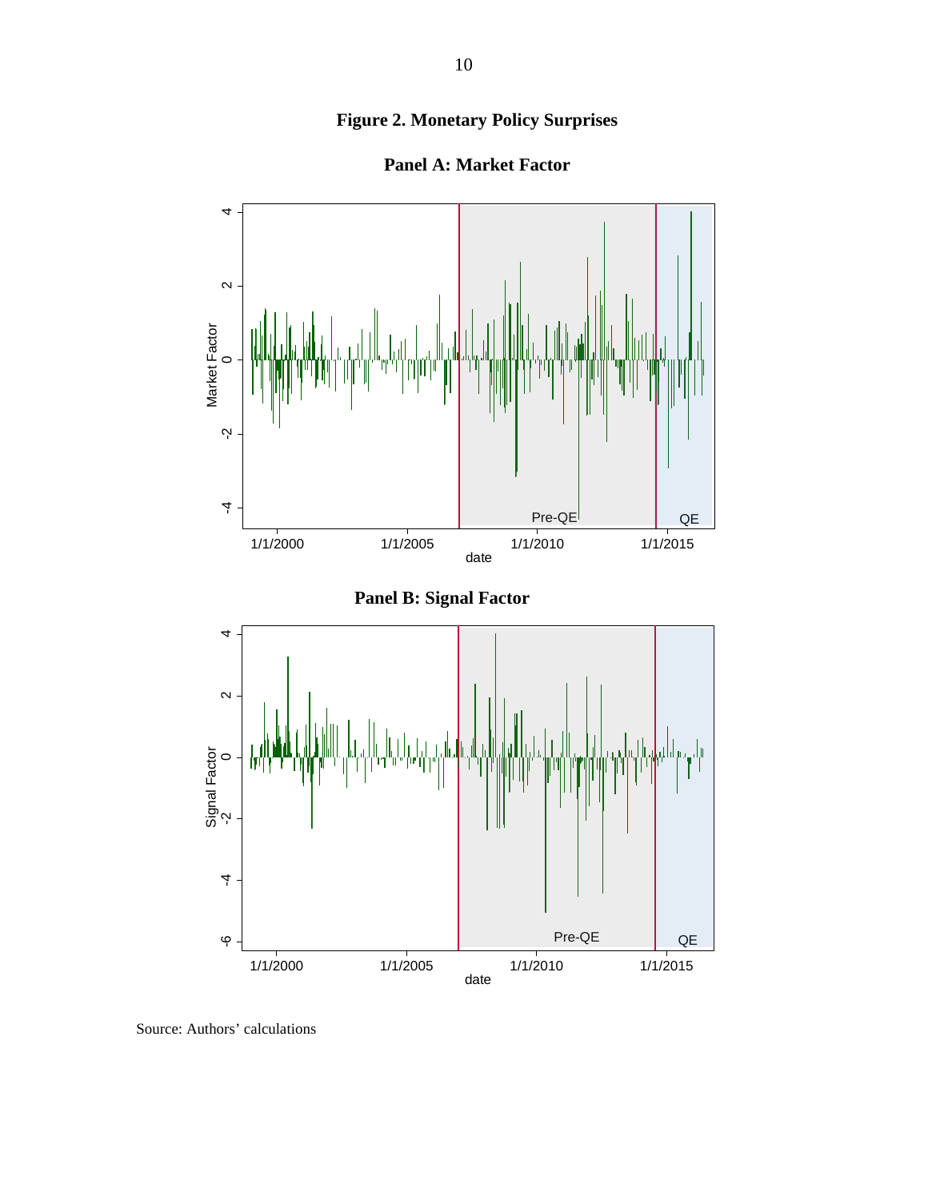**Figure 2. Monetary Policy Surprises**

**Panel A: Market Factor**

**Panel B: Signal Factor**

Source: Authors' calculations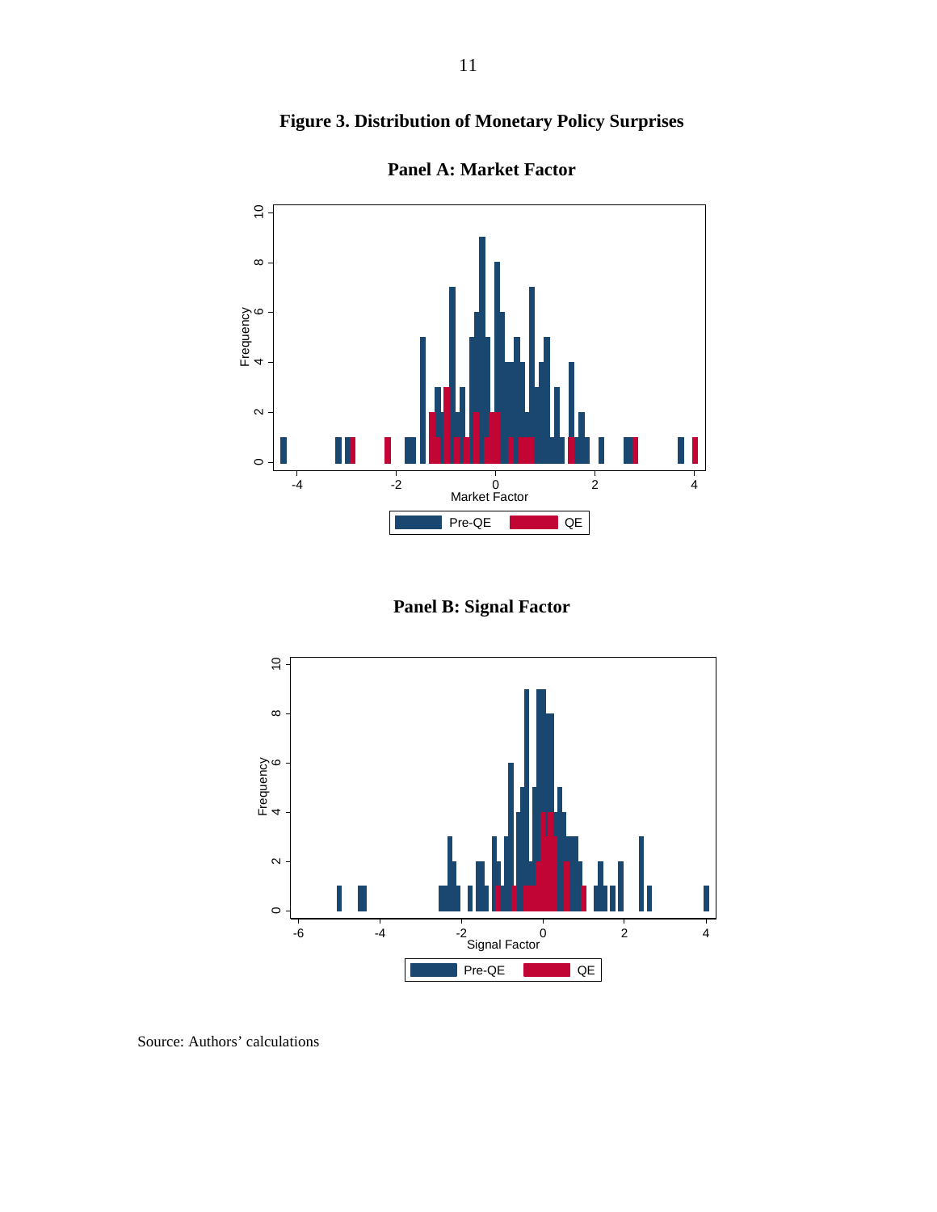**Figure 3. Distribution of Monetary Policy Surprises**

**Panel A: Market Factor**

**Panel B: Signal Factor**

Source: Authors' calculations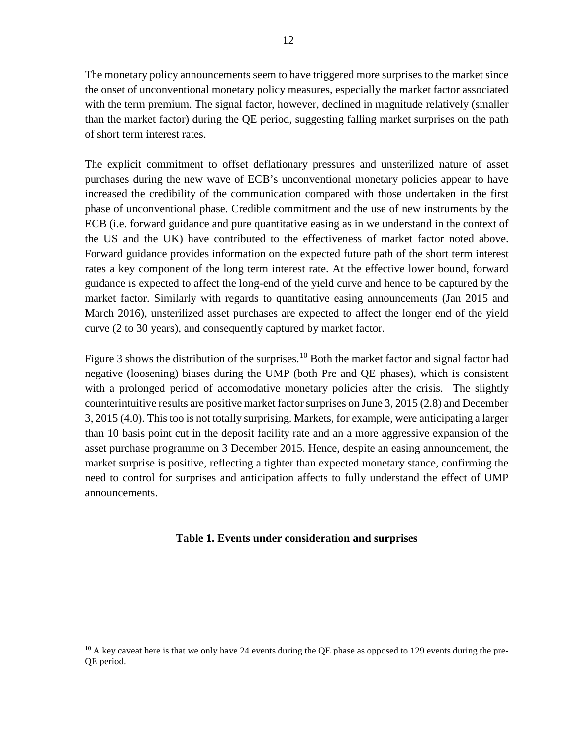The monetary policy announcements seem to have triggered more surprises to the market since the onset of unconventional monetary policy measures, especially the market factor associated with the term premium. The signal factor, however, declined in magnitude relatively (smaller than the market factor) during the QE period, suggesting falling market surprises on the path of short term interest rates.

The explicit commitment to offset deflationary pressures and unsterilized nature of asset purchases during the new wave of ECB's unconventional monetary policies appear to have increased the credibility of the communication compared with those undertaken in the first phase of unconventional phase. Credible commitment and the use of new instruments by the ECB (i.e. forward guidance and pure quantitative easing as in we understand in the context of the US and the UK) have contributed to the effectiveness of market factor noted above. Forward guidance provides information on the expected future path of the short term interest rates a key component of the long term interest rate. At the effective lower bound, forward guidance is expected to affect the long-end of the yield curve and hence to be captured by the market factor. Similarly with regards to quantitative easing announcements (Jan 2015 and March 2016), unsterilized asset purchases are expected to affect the longer end of the yield curve (2 to 30 years), and consequently captured by market factor.

Figure 3 shows the distribution of the surprises.[10] Both the market factor and signal factor had negative (loosening) biases during the UMP (both Pre and QE phases), which is consistent with a prolonged period of accomodative monetary policies after the crisis. The slightly counterintuitive results are positive market factor surprises on June 3, 2015 (2.8) and December 3, 2015 (4.0). This too is not totally surprising. Markets, for example, were anticipating a larger than 10 basis point cut in the deposit facility rate and an a more aggressive expansion of the asset purchase programme on 3 December 2015. Hence, despite an easing announcement, the market surprise is positive, reflecting a tighter than expected monetary stance, confirming the need to control for surprises and anticipation affects to fully understand the effect of UMP announcements.

**Table 1. Events under consideration and surprises**

[10] A key caveat here is that we only have 24 events during the QE phase as opposed to 129 events during the pre-QE period.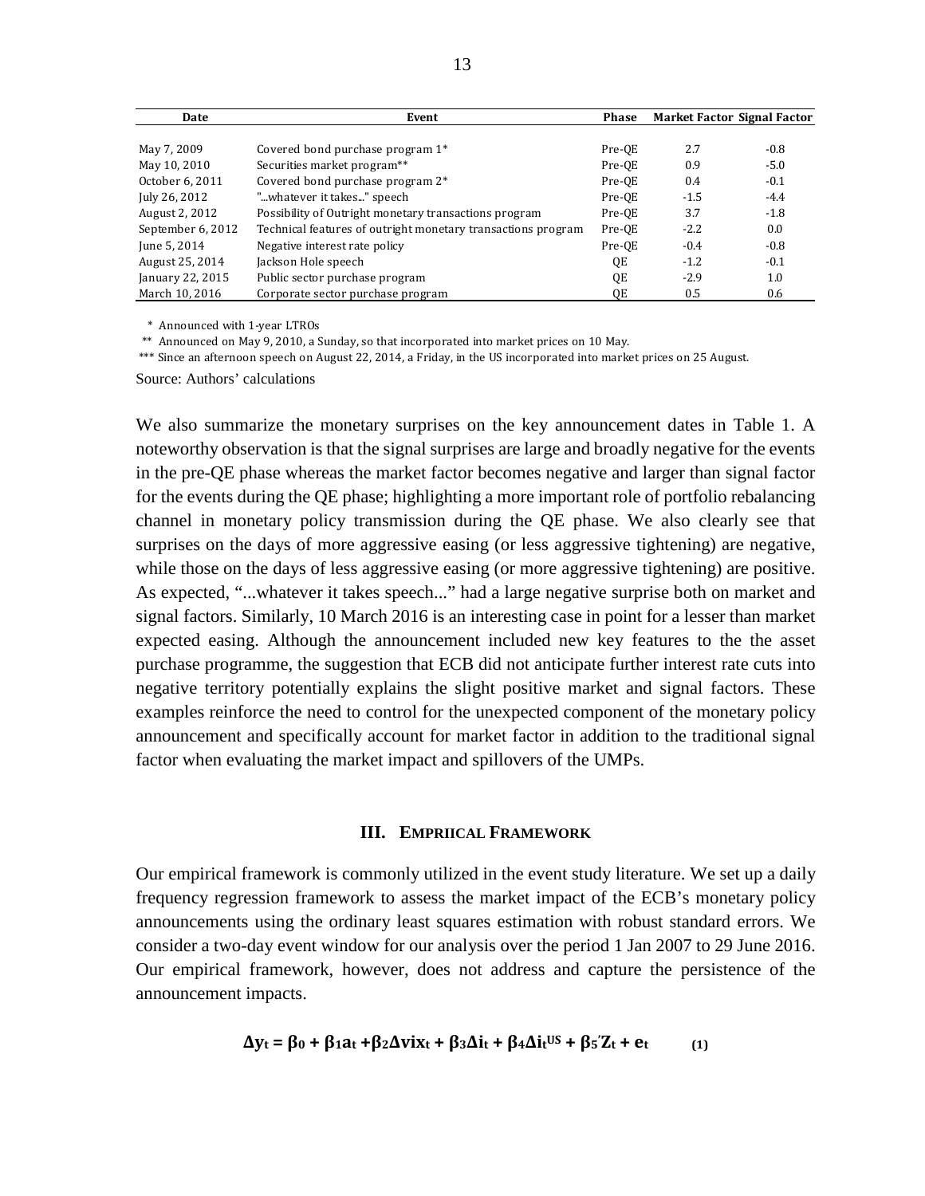| Date | Event | Phase | Market Factor | Signal Factor |
|---|---|---|---|---|
| May 7, 2009 | Covered bond purchase program 1* | Pre-QE | 2.7 | -0.8 |
| May 10, 2010 | Securities market program** | Pre-QE | 0.9 | -5.0 |
| October 6, 2011 | Covered bond purchase program 2* | Pre-QE | 0.4 | -0.1 |
| July 26, 2012 | "...whatever it takes..." speech | Pre-QE | -1.5 | -4.4 |
| August 2, 2012 | Possibility of Outright monetary transactions program | Pre-QE | 3.7 | -1.8 |
| September 6, 2012 | Technical features of outright monetary transactions program | Pre-QE | -2.2 | 0.0 |
| June 5, 2014 | Negative interest rate policy | Pre-QE | -0.4 | -0.8 |
| August 25, 2014 | Jackson Hole speech | QE | -1.2 | -0.1 |
| January 22, 2015 | Public sector purchase program | QE | -2.9 | 1.0 |
| March 10, 2016 | Corporate sector purchase program | QE | 0.5 | 0.6 |

\* Announced with 1-year LTROs

** Announced on May 9, 2010, a Sunday, so that incorporated into market prices on 10 May.

*** Since an afternoon speech on August 22, 2014, a Friday, in the US incorporated into market prices on 25 August.

Source: Authors' calculations

We also summarize the monetary surprises on the key announcement dates in Table 1. A noteworthy observation is that the signal surprises are large and broadly negative for the events in the pre-QE phase whereas the market factor becomes negative and larger than signal factor for the events during the QE phase; highlighting a more important role of portfolio rebalancing channel in monetary policy transmission during the QE phase. We also clearly see that surprises on the days of more aggressive easing (or less aggressive tightening) are negative, while those on the days of less aggressive easing (or more aggressive tightening) are positive. As expected, "...whatever it takes speech..." had a large negative surprise both on market and signal factors. Similarly, 10 March 2016 is an interesting case in point for a lesser than market expected easing. Although the announcement included new key features to the the asset purchase programme, the suggestion that ECB did not anticipate further interest rate cuts into negative territory potentially explains the slight positive market and signal factors. These examples reinforce the need to control for the unexpected component of the monetary policy announcement and specifically account for market factor in addition to the traditional signal factor when evaluating the market impact and spillovers of the UMPs.

## III. Empriical Framework

Our empirical framework is commonly utilized in the event study literature. We set up a daily frequency regression framework to assess the market impact of the ECB's monetary policy announcements using the ordinary least squares estimation with robust standard errors. We consider a two-day event window for our analysis over the period 1 Jan 2007 to 29 June 2016. Our empirical framework, however, does not address and capture the persistence of the announcement impacts.

$$\Delta y_t = \beta_0 + \beta_1 a_t + \beta_2 \Delta vix_t + \beta_3 \Delta i_t + \beta_4 \Delta i_t^{US} + \beta_5' Z_t + e_t \qquad (1)$$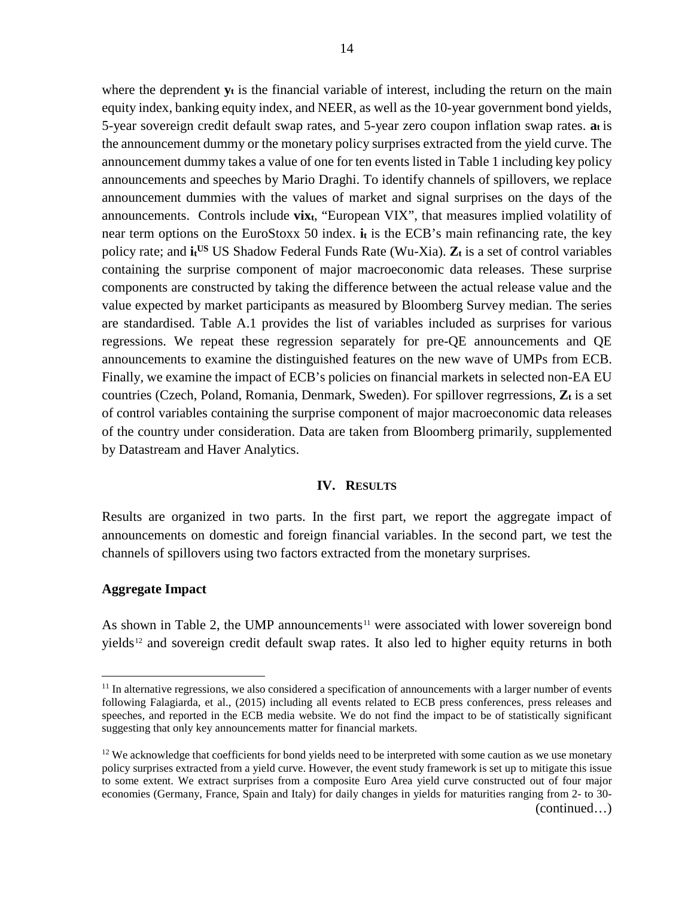where the deprendent $\mathbf{y_t}$ is the financial variable of interest, including the return on the main equity index, banking equity index, and NEER, as well as the 10-year government bond yields, 5-year sovereign credit default swap rates, and 5-year zero coupon inflation swap rates. $\mathbf{a_t}$ is the announcement dummy or the monetary policy surprises extracted from the yield curve. The announcement dummy takes a value of one for ten events listed in Table 1 including key policy announcements and speeches by Mario Draghi. To identify channels of spillovers, we replace announcement dummies with the values of market and signal surprises on the days of the announcements. Controls include $\mathbf{vix_t}$, "European VIX", that measures implied volatility of near term options on the EuroStoxx 50 index. $\mathbf{i_t}$ is the ECB's main refinancing rate, the key policy rate; and $\mathbf{i_t^{US}}$ US Shadow Federal Funds Rate (Wu-Xia). $\mathbf{Z_t}$ is a set of control variables containing the surprise component of major macroeconomic data releases. These surprise components are constructed by taking the difference between the actual release value and the value expected by market participants as measured by Bloomberg Survey median. The series are standardised. Table A.1 provides the list of variables included as surprises for various regressions. We repeat these regression separately for pre-QE announcements and QE announcements to examine the distinguished features on the new wave of UMPs from ECB. Finally, we examine the impact of ECB's policies on financial markets in selected non-EA EU countries (Czech, Poland, Romania, Denmark, Sweden). For spillover regrressions, $\mathbf{Z_t}$ is a set of control variables containing the surprise component of major macroeconomic data releases of the country under consideration. Data are taken from Bloomberg primarily, supplemented by Datastream and Haver Analytics.

## IV. Results

Results are organized in two parts. In the first part, we report the aggregate impact of announcements on domestic and foreign financial variables. In the second part, we test the channels of spillovers using two factors extracted from the monetary surprises.

### Aggregate Impact

As shown in Table 2, the UMP announcements[11] were associated with lower sovereign bond yields[12] and sovereign credit default swap rates. It also led to higher equity returns in both

---

[11] In alternative regressions, we also considered a specification of announcements with a larger number of events following Falagiarda, et al., (2015) including all events related to ECB press conferences, press releases and speeches, and reported in the ECB media website. We do not find the impact to be of statistically significant suggesting that only key announcements matter for financial markets.

[12] We acknowledge that coefficients for bond yields need to be interpreted with some caution as we use monetary policy surprises extracted from a yield curve. However, the event study framework is set up to mitigate this issue to some extent. We extract surprises from a composite Euro Area yield curve constructed out of four major economies (Germany, France, Spain and Italy) for daily changes in yields for maturities ranging from 2- to 30-

(continued…)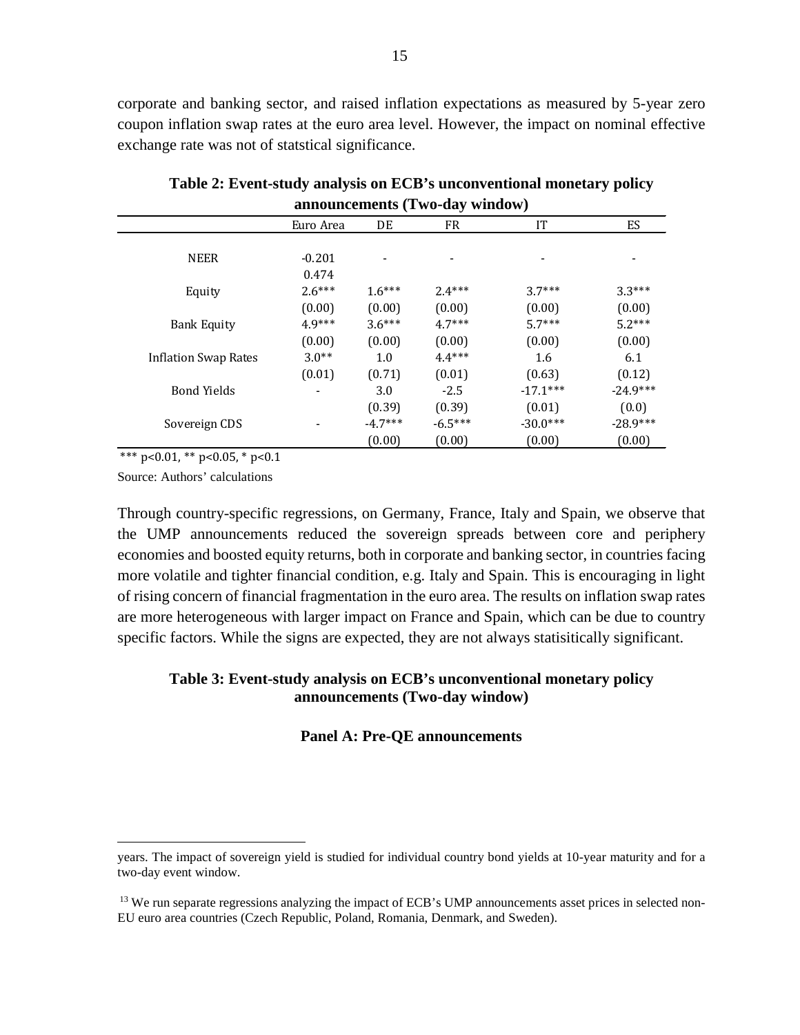corporate and banking sector, and raised inflation expectations as measured by 5-year zero coupon inflation swap rates at the euro area level. However, the impact on nominal effective exchange rate was not of statstical significance.

**Table 2: Event-study analysis on ECB's unconventional monetary policy announcements (Two-day window)**

| | Euro Area | DE | FR | IT | ES |
|---|---|---|---|---|---|
| NEER | -0.201 | - | - | - | - |
| | 0.474 | | | | |
| Equity | 2.6*** | 1.6*** | 2.4*** | 3.7*** | 3.3*** |
| | (0.00) | (0.00) | (0.00) | (0.00) | (0.00) |
| Bank Equity | 4.9*** | 3.6*** | 4.7*** | 5.7*** | 5.2*** |
| | (0.00) | (0.00) | (0.00) | (0.00) | (0.00) |
| Inflation Swap Rates | 3.0** | 1.0 | 4.4*** | 1.6 | 6.1 |
| | (0.01) | (0.71) | (0.01) | (0.63) | (0.12) |
| Bond Yields | - | 3.0 | -2.5 | -17.1*** | -24.9*** |
| | | (0.39) | (0.39) | (0.01) | (0.0) |
| Sovereign CDS | - | -4.7*** | -6.5*** | -30.0*** | -28.9*** |
| | | (0.00) | (0.00) | (0.00) | (0.00) |

*** p<0.01, ** p<0.05, * p<0.1

Source: Authors' calculations

Through country-specific regressions, on Germany, France, Italy and Spain, we observe that the UMP announcements reduced the sovereign spreads between core and periphery economies and boosted equity returns, both in corporate and banking sector, in countries facing more volatile and tighter financial condition, e.g. Italy and Spain. This is encouraging in light of rising concern of financial fragmentation in the euro area. The results on inflation swap rates are more heterogeneous with larger impact on France and Spain, which can be due to country specific factors. While the signs are expected, they are not always statisitically significant.

**Table 3: Event-study analysis on ECB's unconventional monetary policy announcements (Two-day window)**

**Panel A: Pre-QE announcements**

years. The impact of sovereign yield is studied for individual country bond yields at 10-year maturity and for a two-day event window.

[13] We run separate regressions analyzing the impact of ECB's UMP announcements asset prices in selected non-EU euro area countries (Czech Republic, Poland, Romania, Denmark, and Sweden).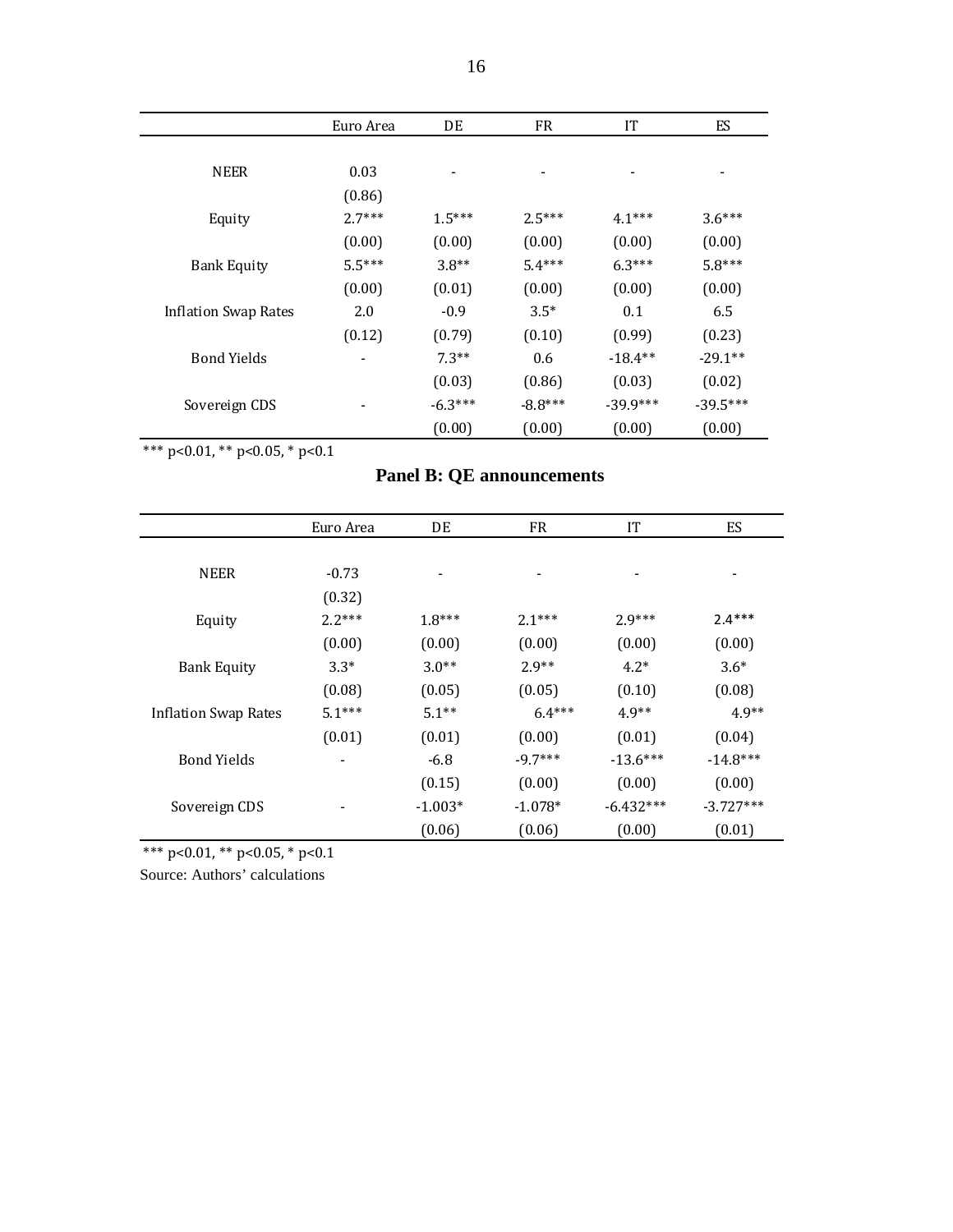| | Euro Area | DE | FR | IT | ES |
|---|---|---|---|---|---|
| NEER | 0.03 | - | - | - | - |
| | (0.86) | | | | |
| Equity | 2.7*** | 1.5*** | 2.5*** | 4.1*** | 3.6*** |
| | (0.00) | (0.00) | (0.00) | (0.00) | (0.00) |
| Bank Equity | 5.5*** | 3.8** | 5.4*** | 6.3*** | 5.8*** |
| | (0.00) | (0.01) | (0.00) | (0.00) | (0.00) |
| Inflation Swap Rates | 2.0 | -0.9 | 3.5* | 0.1 | 6.5 |
| | (0.12) | (0.79) | (0.10) | (0.99) | (0.23) |
| Bond Yields | - | 7.3** | 0.6 | -18.4** | -29.1** |
| | | (0.03) | (0.86) | (0.03) | (0.02) |
| Sovereign CDS | - | -6.3*** | -8.8*** | -39.9*** | -39.5*** |
| | | (0.00) | (0.00) | (0.00) | (0.00) |

*** p<0.01, ** p<0.05, * p<0.1

**Panel B: QE announcements**

| | Euro Area | DE | FR | IT | ES |
|---|---|---|---|---|---|
| NEER | -0.73 | - | - | - | - |
| | (0.32) | | | | |
| Equity | 2.2*** | 1.8*** | 2.1*** | 2.9*** | 2.4*** |
| | (0.00) | (0.00) | (0.00) | (0.00) | (0.00) |
| Bank Equity | 3.3* | 3.0** | 2.9** | 4.2* | 3.6* |
| | (0.08) | (0.05) | (0.05) | (0.10) | (0.08) |
| Inflation Swap Rates | 5.1*** | 5.1** | 6.4*** | 4.9** | 4.9** |
| | (0.01) | (0.01) | (0.00) | (0.01) | (0.04) |
| Bond Yields | - | -6.8 | -9.7*** | -13.6*** | -14.8*** |
| | | (0.15) | (0.00) | (0.00) | (0.00) |
| Sovereign CDS | - | -1.003* | -1.078* | -6.432*** | -3.727*** |
| | | (0.06) | (0.06) | (0.00) | (0.01) |

*** p<0.01, ** p<0.05, * p<0.1

Source: Authors' calculations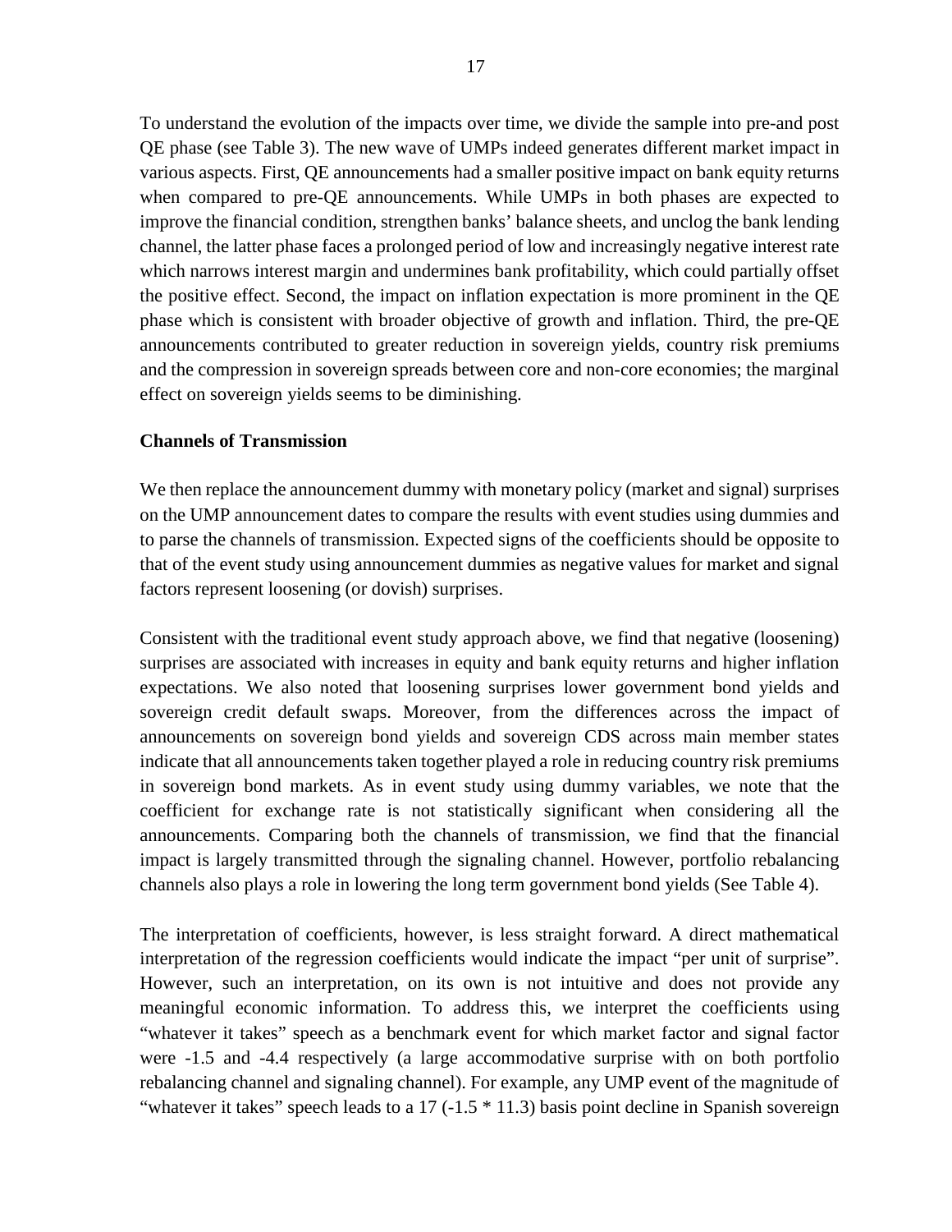To understand the evolution of the impacts over time, we divide the sample into pre-and post QE phase (see Table 3). The new wave of UMPs indeed generates different market impact in various aspects. First, QE announcements had a smaller positive impact on bank equity returns when compared to pre-QE announcements. While UMPs in both phases are expected to improve the financial condition, strengthen banks' balance sheets, and unclog the bank lending channel, the latter phase faces a prolonged period of low and increasingly negative interest rate which narrows interest margin and undermines bank profitability, which could partially offset the positive effect. Second, the impact on inflation expectation is more prominent in the QE phase which is consistent with broader objective of growth and inflation. Third, the pre-QE announcements contributed to greater reduction in sovereign yields, country risk premiums and the compression in sovereign spreads between core and non-core economies; the marginal effect on sovereign yields seems to be diminishing.

**Channels of Transmission**

We then replace the announcement dummy with monetary policy (market and signal) surprises on the UMP announcement dates to compare the results with event studies using dummies and to parse the channels of transmission. Expected signs of the coefficients should be opposite to that of the event study using announcement dummies as negative values for market and signal factors represent loosening (or dovish) surprises.

Consistent with the traditional event study approach above, we find that negative (loosening) surprises are associated with increases in equity and bank equity returns and higher inflation expectations. We also noted that loosening surprises lower government bond yields and sovereign credit default swaps. Moreover, from the differences across the impact of announcements on sovereign bond yields and sovereign CDS across main member states indicate that all announcements taken together played a role in reducing country risk premiums in sovereign bond markets. As in event study using dummy variables, we note that the coefficient for exchange rate is not statistically significant when considering all the announcements. Comparing both the channels of transmission, we find that the financial impact is largely transmitted through the signaling channel. However, portfolio rebalancing channels also plays a role in lowering the long term government bond yields (See Table 4).

The interpretation of coefficients, however, is less straight forward. A direct mathematical interpretation of the regression coefficients would indicate the impact "per unit of surprise". However, such an interpretation, on its own is not intuitive and does not provide any meaningful economic information. To address this, we interpret the coefficients using "whatever it takes" speech as a benchmark event for which market factor and signal factor were -1.5 and -4.4 respectively (a large accommodative surprise with on both portfolio rebalancing channel and signaling channel). For example, any UMP event of the magnitude of "whatever it takes" speech leads to a 17 (-1.5 * 11.3) basis point decline in Spanish sovereign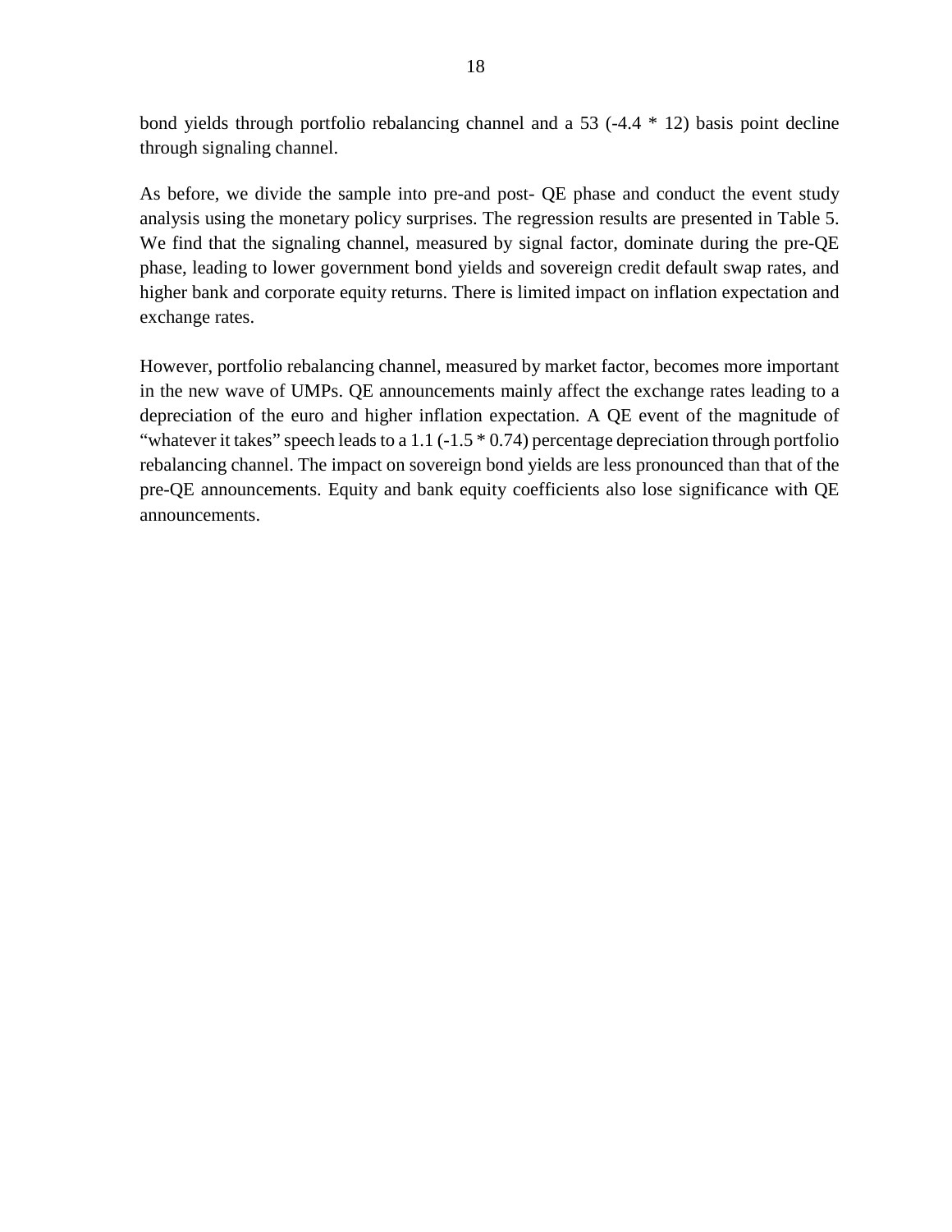bond yields through portfolio rebalancing channel and a 53 (-4.4 * 12) basis point decline through signaling channel.

As before, we divide the sample into pre-and post- QE phase and conduct the event study analysis using the monetary policy surprises. The regression results are presented in Table 5. We find that the signaling channel, measured by signal factor, dominate during the pre-QE phase, leading to lower government bond yields and sovereign credit default swap rates, and higher bank and corporate equity returns. There is limited impact on inflation expectation and exchange rates.

However, portfolio rebalancing channel, measured by market factor, becomes more important in the new wave of UMPs. QE announcements mainly affect the exchange rates leading to a depreciation of the euro and higher inflation expectation. A QE event of the magnitude of "whatever it takes" speech leads to a 1.1 (-1.5 * 0.74) percentage depreciation through portfolio rebalancing channel. The impact on sovereign bond yields are less pronounced than that of the pre-QE announcements. Equity and bank equity coefficients also lose significance with QE announcements.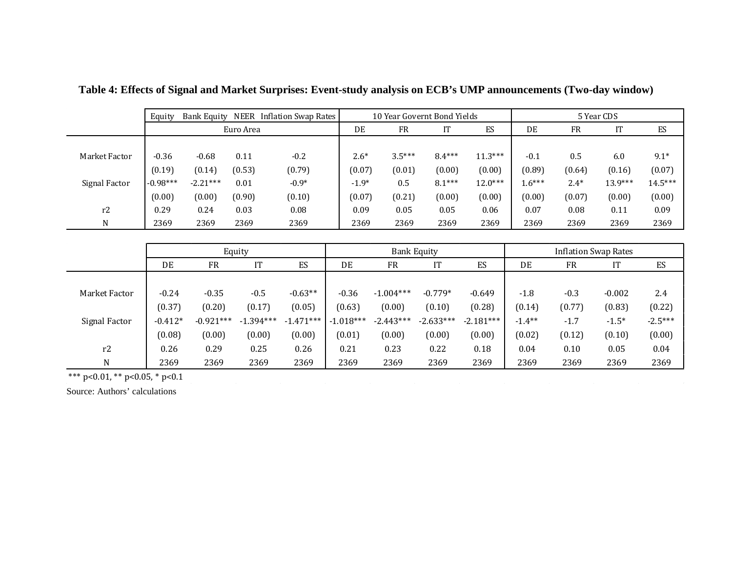**Table 4: Effects of Signal and Market Surprises: Event-study analysis on ECB's UMP announcements (Two-day window)**

| | Equity | Bank Equity | NEER | Inflation Swap Rates | 10 Year Governt Bond Yields | | | | 5 Year CDS | | | |
|---|---|---|---|---|---|---|---|---|---|---|---|---|
| | Euro Area | | | | DE | FR | IT | ES | DE | FR | IT | ES |
| Market Factor | -0.36 | -0.68 | 0.11 | -0.2 | 2.6* | 3.5*** | 8.4*** | 11.3*** | -0.1 | 0.5 | 6.0 | 9.1* |
| | (0.19) | (0.14) | (0.53) | (0.79) | (0.07) | (0.01) | (0.00) | (0.00) | (0.89) | (0.64) | (0.16) | (0.07) |
| Signal Factor | -0.98*** | -2.21*** | 0.01 | -0.9* | -1.9* | 0.5 | 8.1*** | 12.0*** | 1.6*** | 2.4* | 13.9*** | 14.5*** |
| | (0.00) | (0.00) | (0.90) | (0.10) | (0.07) | (0.21) | (0.00) | (0.00) | (0.00) | (0.07) | (0.00) | (0.00) |
| r2 | 0.29 | 0.24 | 0.03 | 0.08 | 0.09 | 0.05 | 0.05 | 0.06 | 0.07 | 0.08 | 0.11 | 0.09 |
| N | 2369 | 2369 | 2369 | 2369 | 2369 | 2369 | 2369 | 2369 | 2369 | 2369 | 2369 | 2369 |

| | Equity | | | | Bank Equity | | | | Inflation Swap Rates | | | |
|---|---|---|---|---|---|---|---|---|---|---|---|---|
| | DE | FR | IT | ES | DE | FR | IT | ES | DE | FR | IT | ES |
| Market Factor | -0.24 | -0.35 | -0.5 | -0.63** | -0.36 | -1.004*** | -0.779* | -0.649 | -1.8 | -0.3 | -0.002 | 2.4 |
| | (0.37) | (0.20) | (0.17) | (0.05) | (0.63) | (0.00) | (0.10) | (0.28) | (0.14) | (0.77) | (0.83) | (0.22) |
| Signal Factor | -0.412* | -0.921*** | -1.394*** | -1.471*** | -1.018*** | -2.443*** | -2.633*** | -2.181*** | -1.4** | -1.7 | -1.5* | -2.5*** |
| | (0.08) | (0.00) | (0.00) | (0.00) | (0.01) | (0.00) | (0.00) | (0.00) | (0.02) | (0.12) | (0.10) | (0.00) |
| r2 | 0.26 | 0.29 | 0.25 | 0.26 | 0.21 | 0.23 | 0.22 | 0.18 | 0.04 | 0.10 | 0.05 | 0.04 |
| N | 2369 | 2369 | 2369 | 2369 | 2369 | 2369 | 2369 | 2369 | 2369 | 2369 | 2369 | 2369 |

*** p<0.01, ** p<0.05, * p<0.1

Source: Authors' calculations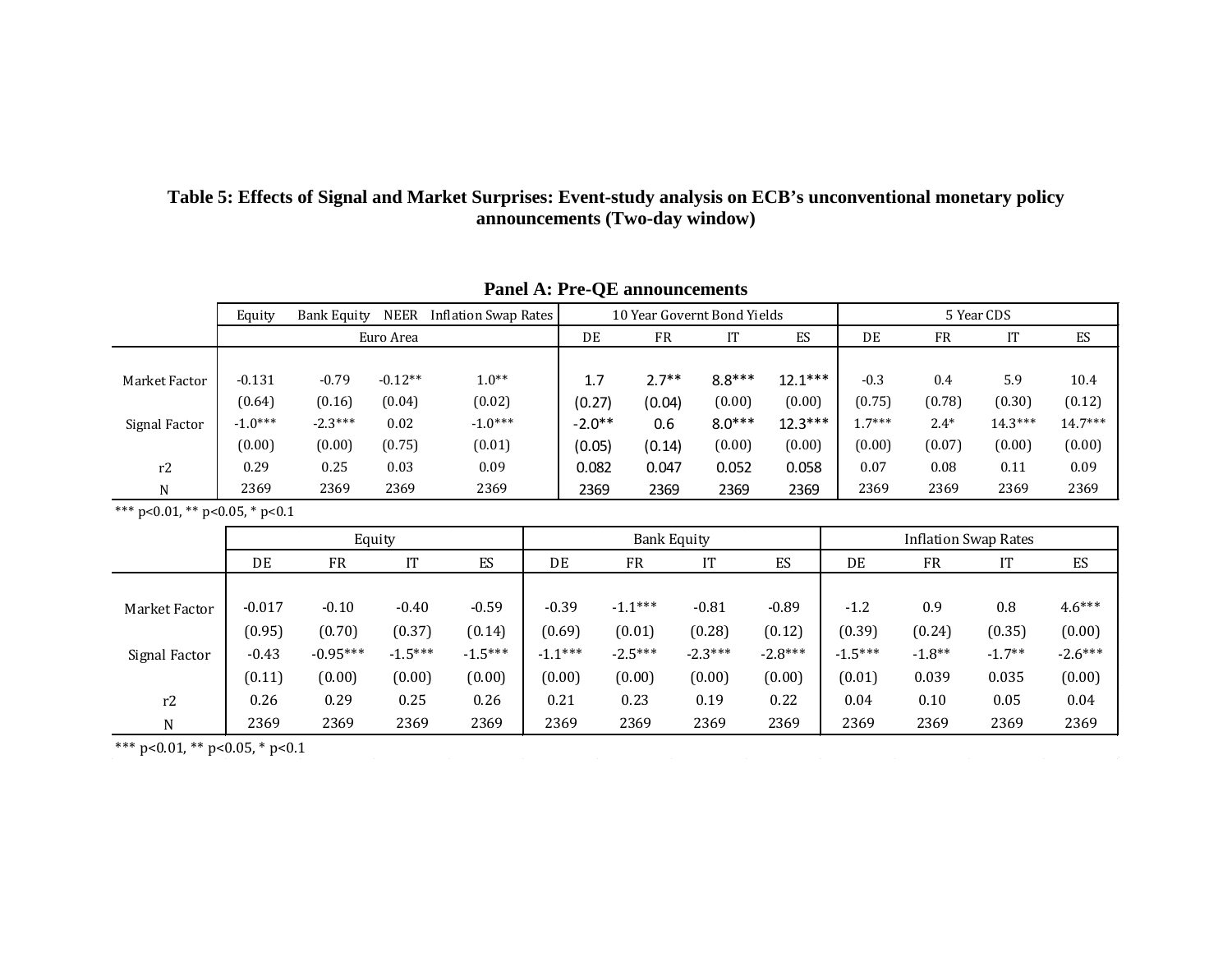**Table 5: Effects of Signal and Market Surprises: Event-study analysis on ECB's unconventional monetary policy announcements (Two-day window)**

**Panel A: Pre-QE announcements**

| | Equity | Bank Equity | NEER | Inflation Swap Rates | 10 Year Governt Bond Yields | | | | 5 Year CDS | | | |
|---|---|---|---|---|---|---|---|---|---|---|---|---|
| | Euro Area | | | | DE | FR | IT | ES | DE | FR | IT | ES |
| Market Factor | -0.131 | -0.79 | -0.12** | 1.0** | 1.7 | 2.7** | 8.8*** | 12.1*** | -0.3 | 0.4 | 5.9 | 10.4 |
| | (0.64) | (0.16) | (0.04) | (0.02) | (0.27) | (0.04) | (0.00) | (0.00) | (0.75) | (0.78) | (0.30) | (0.12) |
| Signal Factor | -1.0*** | -2.3*** | 0.02 | -1.0*** | -2.0** | 0.6 | 8.0*** | 12.3*** | 1.7*** | 2.4* | 14.3*** | 14.7*** |
| | (0.00) | (0.00) | (0.75) | (0.01) | (0.05) | (0.14) | (0.00) | (0.00) | (0.00) | (0.07) | (0.00) | (0.00) |
| r2 | 0.29 | 0.25 | 0.03 | 0.09 | 0.082 | 0.047 | 0.052 | 0.058 | 0.07 | 0.08 | 0.11 | 0.09 |
| N | 2369 | 2369 | 2369 | 2369 | 2369 | 2369 | 2369 | 2369 | 2369 | 2369 | 2369 | 2369 |

*** p<0.01, ** p<0.05, * p<0.1

| | Equity | | | | Bank Equity | | | | Inflation Swap Rates | | | |
|---|---|---|---|---|---|---|---|---|---|---|---|---|
| | DE | FR | IT | ES | DE | FR | IT | ES | DE | FR | IT | ES |
| Market Factor | -0.017 | -0.10 | -0.40 | -0.59 | -0.39 | -1.1*** | -0.81 | -0.89 | -1.2 | 0.9 | 0.8 | 4.6*** |
| | (0.95) | (0.70) | (0.37) | (0.14) | (0.69) | (0.01) | (0.28) | (0.12) | (0.39) | (0.24) | (0.35) | (0.00) |
| Signal Factor | -0.43 | -0.95*** | -1.5*** | -1.5*** | -1.1*** | -2.5*** | -2.3*** | -2.8*** | -1.5*** | -1.8** | -1.7** | -2.6*** |
| | (0.11) | (0.00) | (0.00) | (0.00) | (0.00) | (0.00) | (0.00) | (0.00) | (0.01) | 0.039 | 0.035 | (0.00) |
| r2 | 0.26 | 0.29 | 0.25 | 0.26 | 0.21 | 0.23 | 0.19 | 0.22 | 0.04 | 0.10 | 0.05 | 0.04 |
| N | 2369 | 2369 | 2369 | 2369 | 2369 | 2369 | 2369 | 2369 | 2369 | 2369 | 2369 | 2369 |

*** p<0.01, ** p<0.05, * p<0.1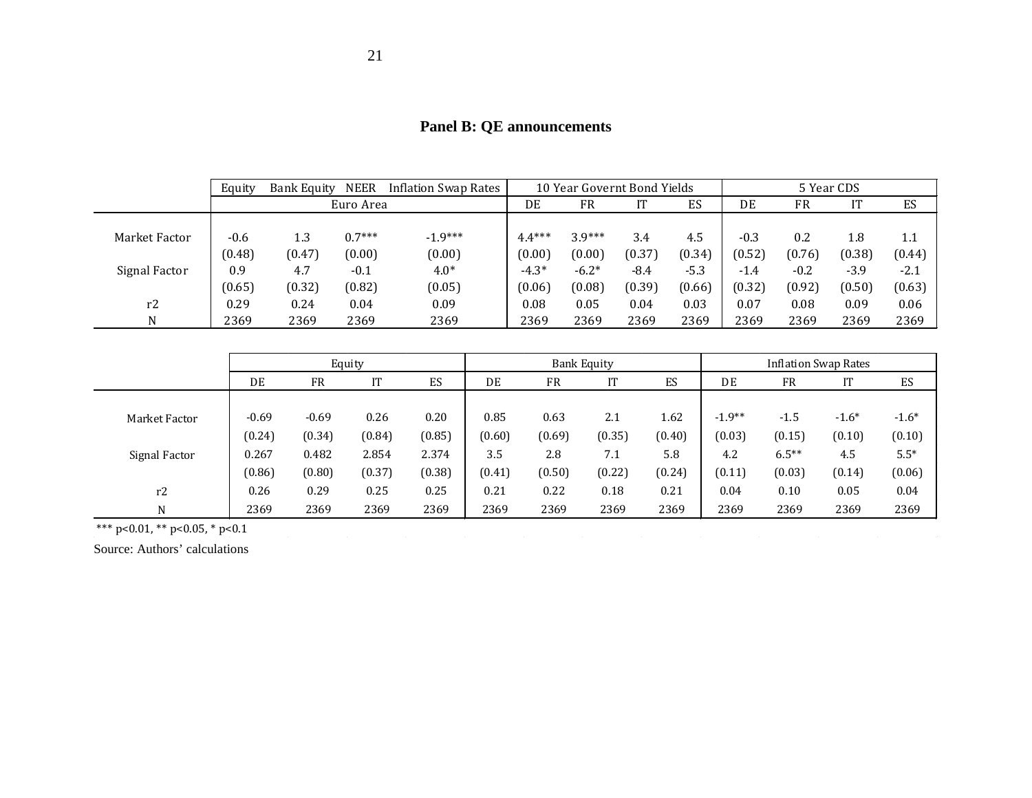**Panel B: QE announcements**

| | Equity | Bank Equity | NEER | Inflation Swap Rates | 10 Year Governt Bond Yields | | | | 5 Year CDS | | | |
|---|---|---|---|---|---|---|---|---|---|---|---|---|
| | Euro Area | | | | DE | FR | IT | ES | DE | FR | IT | ES |
| Market Factor | -0.6 | 1.3 | 0.7*** | -1.9*** | 4.4*** | 3.9*** | 3.4 | 4.5 | -0.3 | 0.2 | 1.8 | 1.1 |
| | (0.48) | (0.47) | (0.00) | (0.00) | (0.00) | (0.00) | (0.37) | (0.34) | (0.52) | (0.76) | (0.38) | (0.44) |
| Signal Factor | 0.9 | 4.7 | -0.1 | 4.0* | -4.3* | -6.2* | -8.4 | -5.3 | -1.4 | -0.2 | -3.9 | -2.1 |
| | (0.65) | (0.32) | (0.82) | (0.05) | (0.06) | (0.08) | (0.39) | (0.66) | (0.32) | (0.92) | (0.50) | (0.63) |
| r2 | 0.29 | 0.24 | 0.04 | 0.09 | 0.08 | 0.05 | 0.04 | 0.03 | 0.07 | 0.08 | 0.09 | 0.06 |
| N | 2369 | 2369 | 2369 | 2369 | 2369 | 2369 | 2369 | 2369 | 2369 | 2369 | 2369 | 2369 |

| | Equity | | | | Bank Equity | | | | Inflation Swap Rates | | | |
|---|---|---|---|---|---|---|---|---|---|---|---|---|
| | DE | FR | IT | ES | DE | FR | IT | ES | DE | FR | IT | ES |
| Market Factor | -0.69 | -0.69 | 0.26 | 0.20 | 0.85 | 0.63 | 2.1 | 1.62 | -1.9** | -1.5 | -1.6* | -1.6* |
| | (0.24) | (0.34) | (0.84) | (0.85) | (0.60) | (0.69) | (0.35) | (0.40) | (0.03) | (0.15) | (0.10) | (0.10) |
| Signal Factor | 0.267 | 0.482 | 2.854 | 2.374 | 3.5 | 2.8 | 7.1 | 5.8 | 4.2 | 6.5** | 4.5 | 5.5* |
| | (0.86) | (0.80) | (0.37) | (0.38) | (0.41) | (0.50) | (0.22) | (0.24) | (0.11) | (0.03) | (0.14) | (0.06) |
| r2 | 0.26 | 0.29 | 0.25 | 0.25 | 0.21 | 0.22 | 0.18 | 0.21 | 0.04 | 0.10 | 0.05 | 0.04 |
| N | 2369 | 2369 | 2369 | 2369 | 2369 | 2369 | 2369 | 2369 | 2369 | 2369 | 2369 | 2369 |

*** $p<0.01$, ** $p<0.05$, * $p<0.1$

Source: Authors' calculations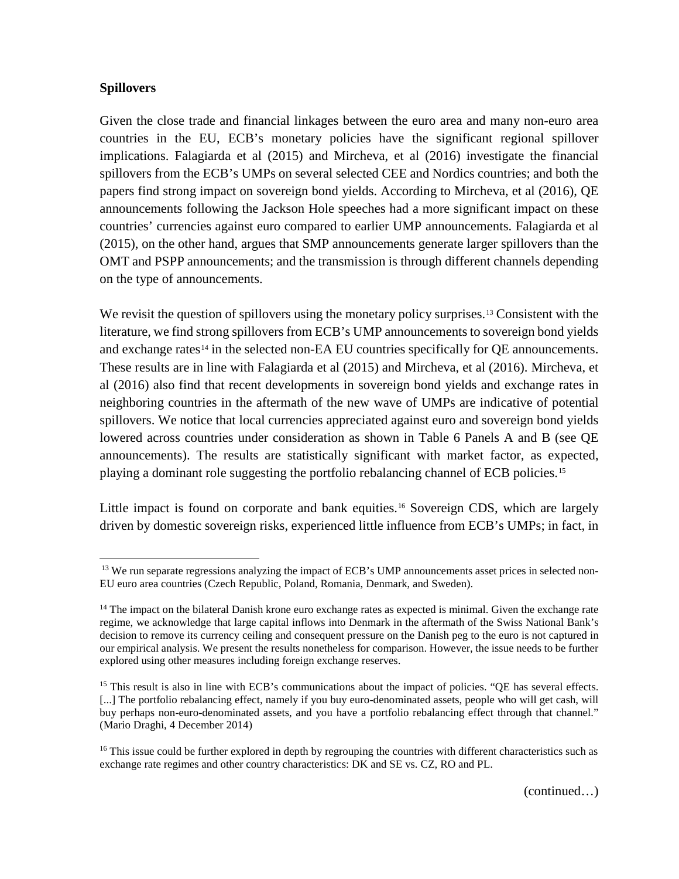**Spillovers**

Given the close trade and financial linkages between the euro area and many non-euro area countries in the EU, ECB's monetary policies have the significant regional spillover implications. Falagiarda et al (2015) and Mircheva, et al (2016) investigate the financial spillovers from the ECB's UMPs on several selected CEE and Nordics countries; and both the papers find strong impact on sovereign bond yields. According to Mircheva, et al (2016), QE announcements following the Jackson Hole speeches had a more significant impact on these countries' currencies against euro compared to earlier UMP announcements. Falagiarda et al (2015), on the other hand, argues that SMP announcements generate larger spillovers than the OMT and PSPP announcements; and the transmission is through different channels depending on the type of announcements.

We revisit the question of spillovers using the monetary policy surprises.[13] Consistent with the literature, we find strong spillovers from ECB's UMP announcements to sovereign bond yields and exchange rates[14] in the selected non-EA EU countries specifically for QE announcements. These results are in line with Falagiarda et al (2015) and Mircheva, et al (2016). Mircheva, et al (2016) also find that recent developments in sovereign bond yields and exchange rates in neighboring countries in the aftermath of the new wave of UMPs are indicative of potential spillovers. We notice that local currencies appreciated against euro and sovereign bond yields lowered across countries under consideration as shown in Table 6 Panels A and B (see QE announcements). The results are statistically significant with market factor, as expected, playing a dominant role suggesting the portfolio rebalancing channel of ECB policies.[15]

Little impact is found on corporate and bank equities.[16] Sovereign CDS, which are largely driven by domestic sovereign risks, experienced little influence from ECB's UMPs; in fact, in

---

[13] We run separate regressions analyzing the impact of ECB's UMP announcements asset prices in selected non-EU euro area countries (Czech Republic, Poland, Romania, Denmark, and Sweden).

[14] The impact on the bilateral Danish krone euro exchange rates as expected is minimal. Given the exchange rate regime, we acknowledge that large capital inflows into Denmark in the aftermath of the Swiss National Bank's decision to remove its currency ceiling and consequent pressure on the Danish peg to the euro is not captured in our empirical analysis. We present the results nonetheless for comparison. However, the issue needs to be further explored using other measures including foreign exchange reserves.

[15] This result is also in line with ECB's communications about the impact of policies. "QE has several effects. [...] The portfolio rebalancing effect, namely if you buy euro-denominated assets, people who will get cash, will buy perhaps non-euro-denominated assets, and you have a portfolio rebalancing effect through that channel." (Mario Draghi, 4 December 2014)

[16] This issue could be further explored in depth by regrouping the countries with different characteristics such as exchange rate regimes and other country characteristics: DK and SE vs. CZ, RO and PL.

(continued…)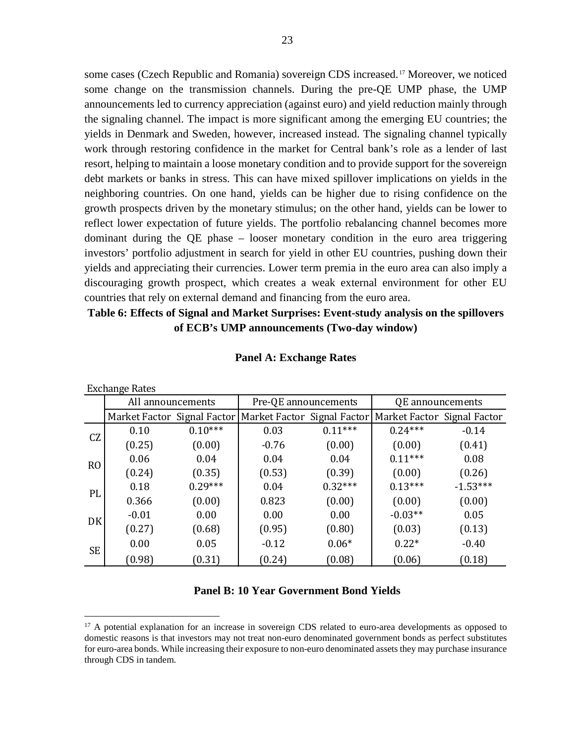some cases (Czech Republic and Romania) sovereign CDS increased.[17] Moreover, we noticed some change on the transmission channels. During the pre-QE UMP phase, the UMP announcements led to currency appreciation (against euro) and yield reduction mainly through the signaling channel. The impact is more significant among the emerging EU countries; the yields in Denmark and Sweden, however, increased instead. The signaling channel typically work through restoring confidence in the market for Central bank's role as a lender of last resort, helping to maintain a loose monetary condition and to provide support for the sovereign debt markets or banks in stress. This can have mixed spillover implications on yields in the neighboring countries. On one hand, yields can be higher due to rising confidence on the growth prospects driven by the monetary stimulus; on the other hand, yields can be lower to reflect lower expectation of future yields. The portfolio rebalancing channel becomes more dominant during the QE phase – looser monetary condition in the euro area triggering investors' portfolio adjustment in search for yield in other EU countries, pushing down their yields and appreciating their currencies. Lower term premia in the euro area can also imply a discouraging growth prospect, which creates a weak external environment for other EU countries that rely on external demand and financing from the euro area.

**Table 6: Effects of Signal and Market Surprises: Event-study analysis on the spillovers of ECB's UMP announcements (Two-day window)**

**Panel A: Exchange Rates**

Exchange Rates

| | All announcements | | Pre-QE announcements | | QE announcements | |
|---|---|---|---|---|---|---|
| | Market Factor | Signal Factor | Market Factor | Signal Factor | Market Factor | Signal Factor |
| CZ | 0.10 | 0.10*** | 0.03 | 0.11*** | 0.24*** | -0.14 |
| | (0.25) | (0.00) | -0.76 | (0.00) | (0.00) | (0.41) |
| RO | 0.06 | 0.04 | 0.04 | 0.04 | 0.11*** | 0.08 |
| | (0.24) | (0.35) | (0.53) | (0.39) | (0.00) | (0.26) |
| PL | 0.18 | 0.29*** | 0.04 | 0.32*** | 0.13*** | -1.53*** |
| | 0.366 | (0.00) | 0.823 | (0.00) | (0.00) | (0.00) |
| DK | -0.01 | 0.00 | 0.00 | 0.00 | -0.03** | 0.05 |
| | (0.27) | (0.68) | (0.95) | (0.80) | (0.03) | (0.13) |
| SE | 0.00 | 0.05 | -0.12 | 0.06* | 0.22* | -0.40 |
| | (0.98) | (0.31) | (0.24) | (0.08) | (0.06) | (0.18) |

**Panel B: 10 Year Government Bond Yields**

[17] A potential explanation for an increase in sovereign CDS related to euro-area developments as opposed to domestic reasons is that investors may not treat non-euro denominated government bonds as perfect substitutes for euro-area bonds. While increasing their exposure to non-euro denominated assets they may purchase insurance through CDS in tandem.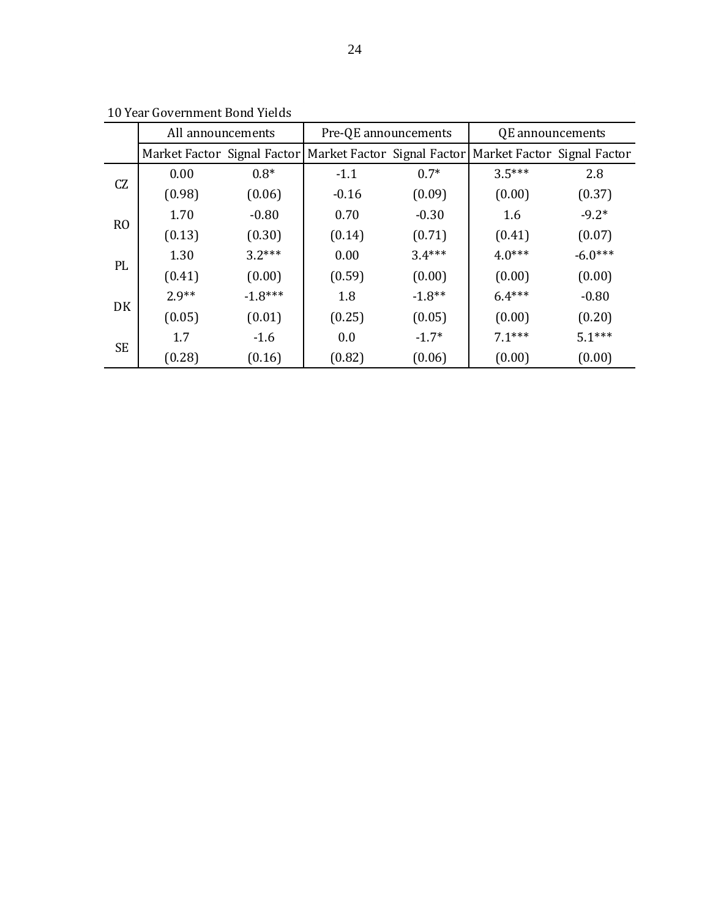10 Year Government Bond Yields

| | All announcements | | Pre-QE announcements | | QE announcements | |
|---|---|---|---|---|---|---|
| | Market Factor | Signal Factor | Market Factor | Signal Factor | Market Factor | Signal Factor |
| CZ | 0.00 | 0.8* | -1.1 | 0.7* | 3.5*** | 2.8 |
| | (0.98) | (0.06) | -0.16 | (0.09) | (0.00) | (0.37) |
| RO | 1.70 | -0.80 | 0.70 | -0.30 | 1.6 | -9.2* |
| | (0.13) | (0.30) | (0.14) | (0.71) | (0.41) | (0.07) |
| PL | 1.30 | 3.2*** | 0.00 | 3.4*** | 4.0*** | -6.0*** |
| | (0.41) | (0.00) | (0.59) | (0.00) | (0.00) | (0.00) |
| DK | 2.9** | -1.8*** | 1.8 | -1.8** | 6.4*** | -0.80 |
| | (0.05) | (0.01) | (0.25) | (0.05) | (0.00) | (0.20) |
| SE | 1.7 | -1.6 | 0.0 | -1.7* | 7.1*** | 5.1*** |
| | (0.28) | (0.16) | (0.82) | (0.06) | (0.00) | (0.00) |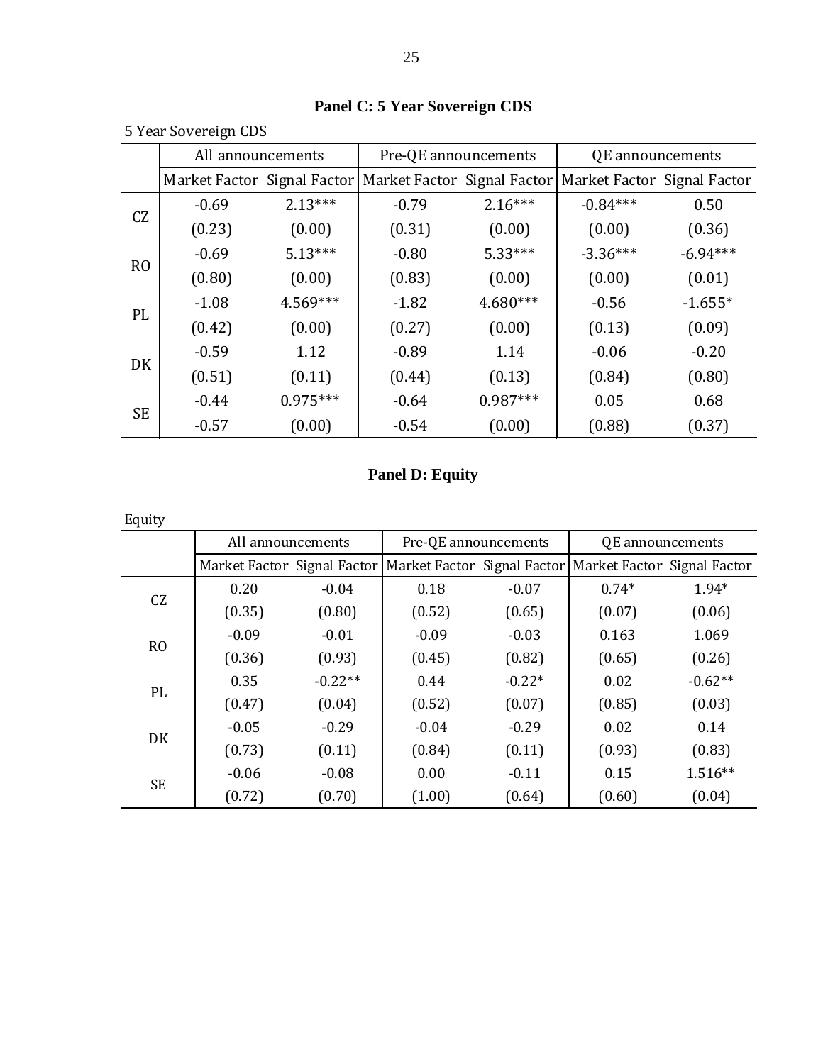**Panel C: 5 Year Sovereign CDS**

5 Year Sovereign CDS

| | All announcements | | Pre-QE announcements | | QE announcements | |
|---|---|---|---|---|---|---|
| | Market Factor | Signal Factor | Market Factor | Signal Factor | Market Factor | Signal Factor |
| CZ | -0.69 | 2.13*** | -0.79 | 2.16*** | -0.84*** | 0.50 |
| | (0.23) | (0.00) | (0.31) | (0.00) | (0.00) | (0.36) |
| RO | -0.69 | 5.13*** | -0.80 | 5.33*** | -3.36*** | -6.94*** |
| | (0.80) | (0.00) | (0.83) | (0.00) | (0.00) | (0.01) |
| PL | -1.08 | 4.569*** | -1.82 | 4.680*** | -0.56 | -1.655* |
| | (0.42) | (0.00) | (0.27) | (0.00) | (0.13) | (0.09) |
| DK | -0.59 | 1.12 | -0.89 | 1.14 | -0.06 | -0.20 |
| | (0.51) | (0.11) | (0.44) | (0.13) | (0.84) | (0.80) |
| SE | -0.44 | 0.975*** | -0.64 | 0.987*** | 0.05 | 0.68 |
| | -0.57 | (0.00) | -0.54 | (0.00) | (0.88) | (0.37) |

**Panel D: Equity**

Equity

| | All announcements | | Pre-QE announcements | | QE announcements | |
|---|---|---|---|---|---|---|
| | Market Factor | Signal Factor | Market Factor | Signal Factor | Market Factor | Signal Factor |
| CZ | 0.20 | -0.04 | 0.18 | -0.07 | 0.74* | 1.94* |
| | (0.35) | (0.80) | (0.52) | (0.65) | (0.07) | (0.06) |
| RO | -0.09 | -0.01 | -0.09 | -0.03 | 0.163 | 1.069 |
| | (0.36) | (0.93) | (0.45) | (0.82) | (0.65) | (0.26) |
| PL | 0.35 | -0.22** | 0.44 | -0.22* | 0.02 | -0.62** |
| | (0.47) | (0.04) | (0.52) | (0.07) | (0.85) | (0.03) |
| DK | -0.05 | -0.29 | -0.04 | -0.29 | 0.02 | 0.14 |
| | (0.73) | (0.11) | (0.84) | (0.11) | (0.93) | (0.83) |
| SE | -0.06 | -0.08 | 0.00 | -0.11 | 0.15 | 1.516** |
| | (0.72) | (0.70) | (1.00) | (0.64) | (0.60) | (0.04) |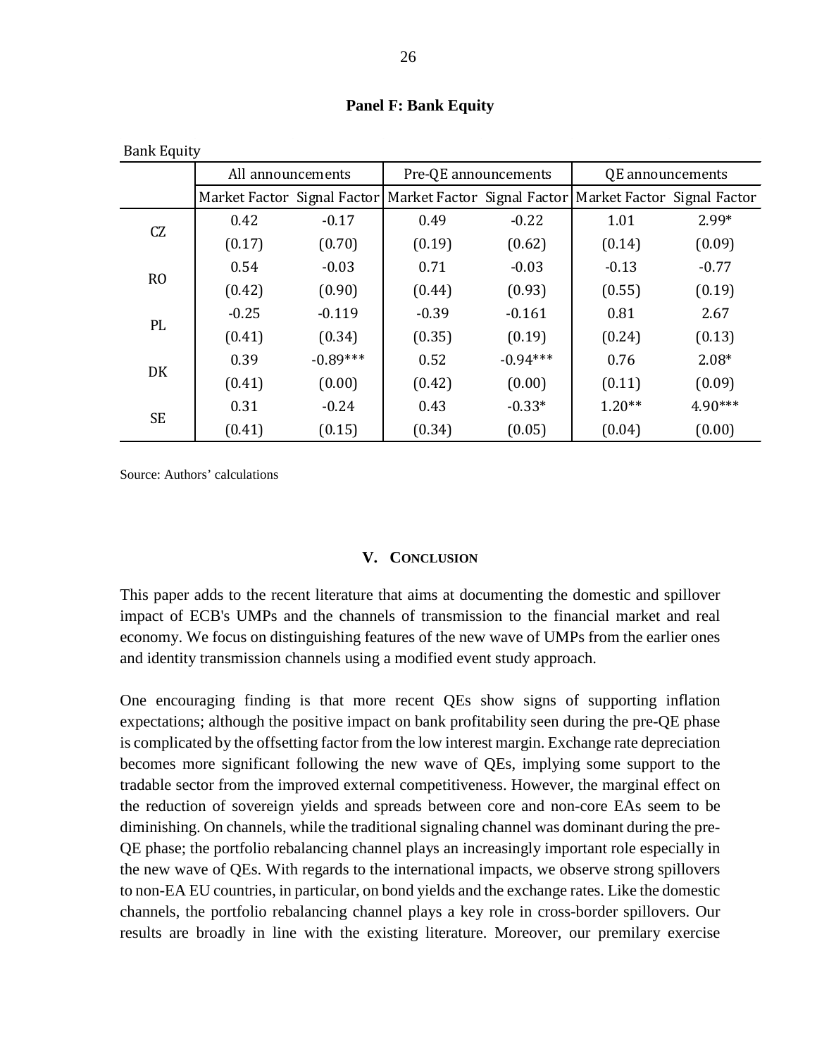**Panel F: Bank Equity**

Bank Equity

| | All announcements | | Pre-QE announcements | | QE announcements | |
|---|---|---|---|---|---|---|
| | Market Factor | Signal Factor | Market Factor | Signal Factor | Market Factor | Signal Factor |
| CZ | 0.42 | -0.17 | 0.49 | -0.22 | 1.01 | 2.99* |
| | (0.17) | (0.70) | (0.19) | (0.62) | (0.14) | (0.09) |
| RO | 0.54 | -0.03 | 0.71 | -0.03 | -0.13 | -0.77 |
| | (0.42) | (0.90) | (0.44) | (0.93) | (0.55) | (0.19) |
| PL | -0.25 | -0.119 | -0.39 | -0.161 | 0.81 | 2.67 |
| | (0.41) | (0.34) | (0.35) | (0.19) | (0.24) | (0.13) |
| DK | 0.39 | -0.89*** | 0.52 | -0.94*** | 0.76 | 2.08* |
| | (0.41) | (0.00) | (0.42) | (0.00) | (0.11) | (0.09) |
| SE | 0.31 | -0.24 | 0.43 | -0.33* | 1.20** | 4.90*** |
| | (0.41) | (0.15) | (0.34) | (0.05) | (0.04) | (0.00) |

Source: Authors' calculations

## V. Conclusion

This paper adds to the recent literature that aims at documenting the domestic and spillover impact of ECB's UMPs and the channels of transmission to the financial market and real economy. We focus on distinguishing features of the new wave of UMPs from the earlier ones and identity transmission channels using a modified event study approach.

One encouraging finding is that more recent QEs show signs of supporting inflation expectations; although the positive impact on bank profitability seen during the pre-QE phase is complicated by the offsetting factor from the low interest margin. Exchange rate depreciation becomes more significant following the new wave of QEs, implying some support to the tradable sector from the improved external competitiveness. However, the marginal effect on the reduction of sovereign yields and spreads between core and non-core EAs seem to be diminishing. On channels, while the traditional signaling channel was dominant during the pre-QE phase; the portfolio rebalancing channel plays an increasingly important role especially in the new wave of QEs. With regards to the international impacts, we observe strong spillovers to non-EA EU countries, in particular, on bond yields and the exchange rates. Like the domestic channels, the portfolio rebalancing channel plays a key role in cross-border spillovers. Our results are broadly in line with the existing literature. Moreover, our premilary exercise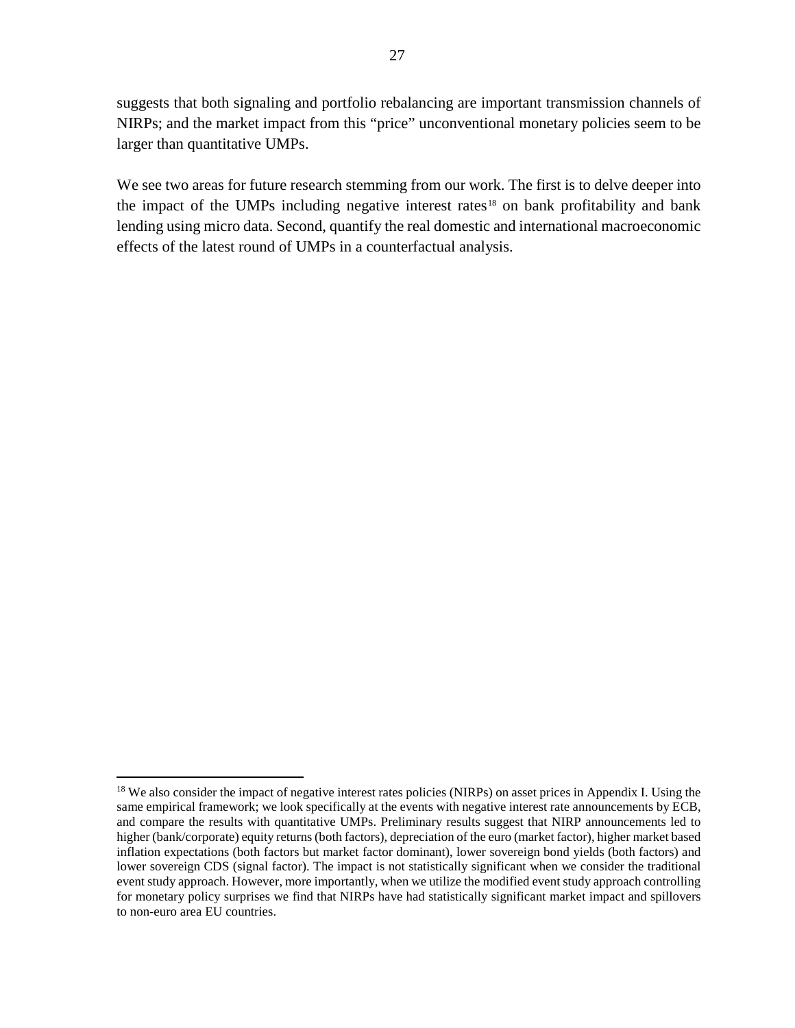suggests that both signaling and portfolio rebalancing are important transmission channels of NIRPs; and the market impact from this "price" unconventional monetary policies seem to be larger than quantitative UMPs.

We see two areas for future research stemming from our work. The first is to delve deeper into the impact of the UMPs including negative interest rates[18] on bank profitability and bank lending using micro data. Second, quantify the real domestic and international macroeconomic effects of the latest round of UMPs in a counterfactual analysis.

---

[18] We also consider the impact of negative interest rates policies (NIRPs) on asset prices in Appendix I. Using the same empirical framework; we look specifically at the events with negative interest rate announcements by ECB, and compare the results with quantitative UMPs. Preliminary results suggest that NIRP announcements led to higher (bank/corporate) equity returns (both factors), depreciation of the euro (market factor), higher market based inflation expectations (both factors but market factor dominant), lower sovereign bond yields (both factors) and lower sovereign CDS (signal factor). The impact is not statistically significant when we consider the traditional event study approach. However, more importantly, when we utilize the modified event study approach controlling for monetary policy surprises we find that NIRPs have had statistically significant market impact and spillovers to non-euro area EU countries.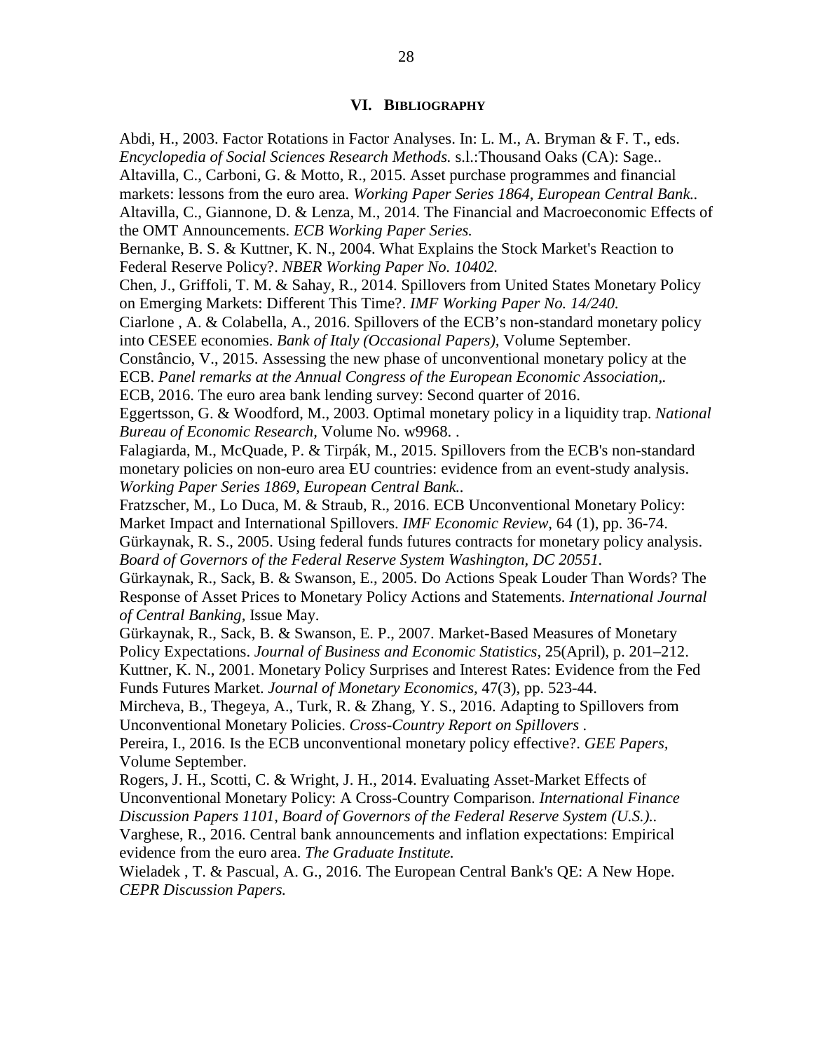## VI. BIBLIOGRAPHY

Abdi, H., 2003. Factor Rotations in Factor Analyses. In: L. M., A. Bryman & F. T., eds. *Encyclopedia of Social Sciences Research Methods.* s.l.:Thousand Oaks (CA): Sage..

Altavilla, C., Carboni, G. & Motto, R., 2015. Asset purchase programmes and financial markets: lessons from the euro area. *Working Paper Series 1864, European Central Bank..*

Altavilla, C., Giannone, D. & Lenza, M., 2014. The Financial and Macroeconomic Effects of the OMT Announcements. *ECB Working Paper Series.*

Bernanke, B. S. & Kuttner, K. N., 2004. What Explains the Stock Market's Reaction to Federal Reserve Policy?. *NBER Working Paper No. 10402.*

Chen, J., Griffoli, T. M. & Sahay, R., 2014. Spillovers from United States Monetary Policy on Emerging Markets: Different This Time?. *IMF Working Paper No. 14/240.*

Ciarlone , A. & Colabella, A., 2016. Spillovers of the ECB's non-standard monetary policy into CESEE economies. *Bank of Italy (Occasional Papers),* Volume September.

Constâncio, V., 2015. Assessing the new phase of unconventional monetary policy at the ECB. *Panel remarks at the Annual Congress of the European Economic Association,.*

ECB, 2016. The euro area bank lending survey: Second quarter of 2016.

Eggertsson, G. & Woodford, M., 2003. Optimal monetary policy in a liquidity trap. *National Bureau of Economic Research,* Volume No. w9968. .

Falagiarda, M., McQuade, P. & Tirpák, M., 2015. Spillovers from the ECB's non-standard monetary policies on non-euro area EU countries: evidence from an event-study analysis. *Working Paper Series 1869, European Central Bank..*

Fratzscher, M., Lo Duca, M. & Straub, R., 2016. ECB Unconventional Monetary Policy: Market Impact and International Spillovers. *IMF Economic Review,* 64 (1), pp. 36-74.

Gürkaynak, R. S., 2005. Using federal funds futures contracts for monetary policy analysis. *Board of Governors of the Federal Reserve System Washington, DC 20551.*

Gürkaynak, R., Sack, B. & Swanson, E., 2005. Do Actions Speak Louder Than Words? The Response of Asset Prices to Monetary Policy Actions and Statements. *International Journal of Central Banking,* Issue May.

Gürkaynak, R., Sack, B. & Swanson, E. P., 2007. Market-Based Measures of Monetary Policy Expectations. *Journal of Business and Economic Statistics,* 25(April), p. 201–212.

Kuttner, K. N., 2001. Monetary Policy Surprises and Interest Rates: Evidence from the Fed Funds Futures Market. *Journal of Monetary Economics,* 47(3), pp. 523-44.

Mircheva, B., Thegeya, A., Turk, R. & Zhang, Y. S., 2016. Adapting to Spillovers from Unconventional Monetary Policies. *Cross-Country Report on Spillovers .*

Pereira, I., 2016. Is the ECB unconventional monetary policy effective?. *GEE Papers,* Volume September.

Rogers, J. H., Scotti, C. & Wright, J. H., 2014. Evaluating Asset-Market Effects of Unconventional Monetary Policy: A Cross-Country Comparison. *International Finance Discussion Papers 1101, Board of Governors of the Federal Reserve System (U.S.)..*

Varghese, R., 2016. Central bank announcements and inflation expectations: Empirical evidence from the euro area. *The Graduate Institute.*

Wieladek , T. & Pascual, A. G., 2016. The European Central Bank's QE: A New Hope. *CEPR Discussion Papers.*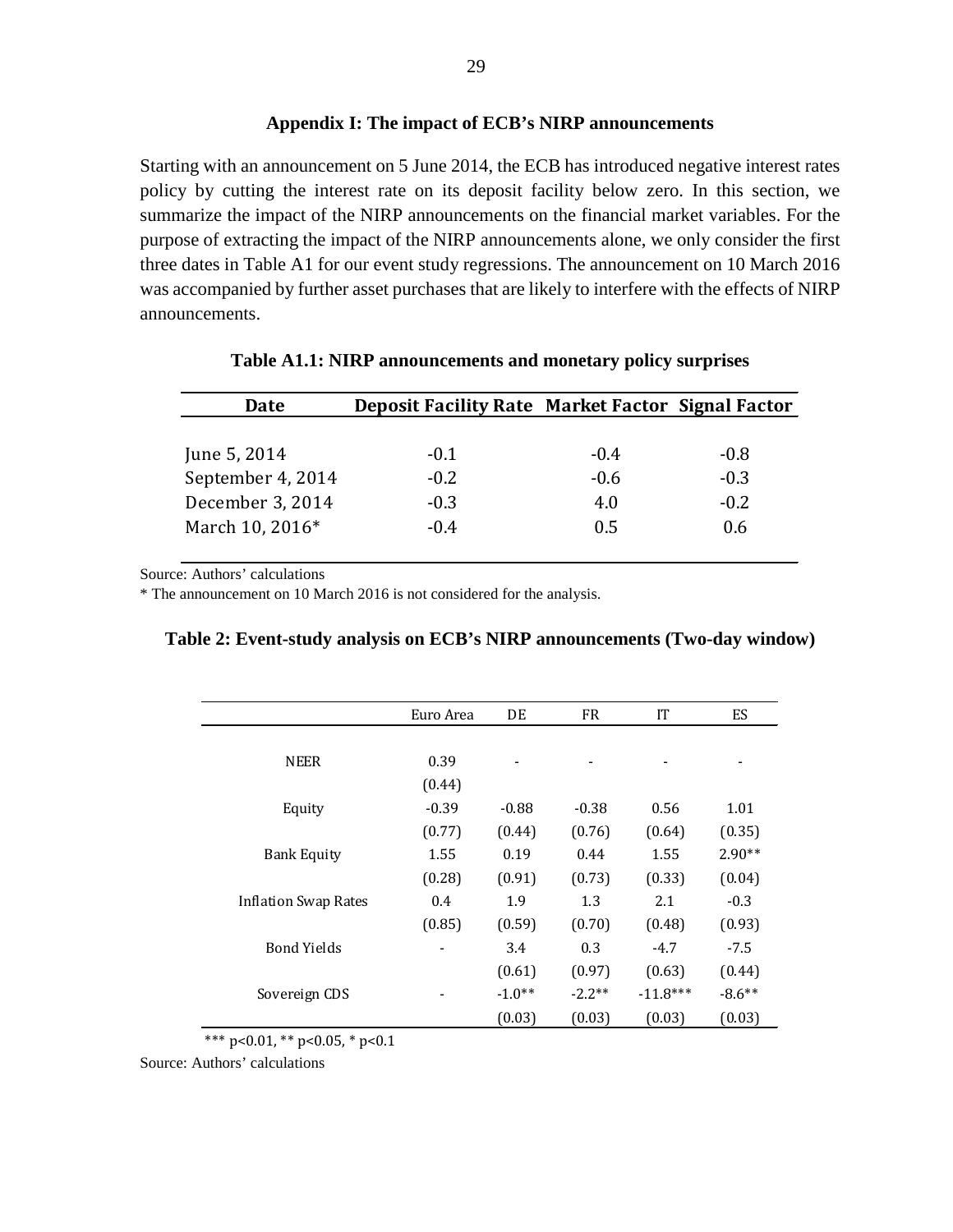### Appendix I: The impact of ECB's NIRP announcements

Starting with an announcement on 5 June 2014, the ECB has introduced negative interest rates policy by cutting the interest rate on its deposit facility below zero. In this section, we summarize the impact of the NIRP announcements on the financial market variables. For the purpose of extracting the impact of the NIRP announcements alone, we only consider the first three dates in Table A1 for our event study regressions. The announcement on 10 March 2016 was accompanied by further asset purchases that are likely to interfere with the effects of NIRP announcements.

**Table A1.1: NIRP announcements and monetary policy surprises**

| Date | Deposit Facility Rate | Market Factor | Signal Factor |
|---|---|---|---|
| June 5, 2014 | -0.1 | -0.4 | -0.8 |
| September 4, 2014 | -0.2 | -0.6 | -0.3 |
| December 3, 2014 | -0.3 | 4.0 | -0.2 |
| March 10, 2016* | -0.4 | 0.5 | 0.6 |

Source: Authors' calculations

* The announcement on 10 March 2016 is not considered for the analysis.

**Table 2: Event-study analysis on ECB's NIRP announcements (Two-day window)**

| | Euro Area | DE | FR | IT | ES |
|---|---|---|---|---|---|
| NEER | 0.39 | - | - | - | - |
| | (0.44) | | | | |
| Equity | -0.39 | -0.88 | -0.38 | 0.56 | 1.01 |
| | (0.77) | (0.44) | (0.76) | (0.64) | (0.35) |
| Bank Equity | 1.55 | 0.19 | 0.44 | 1.55 | 2.90** |
| | (0.28) | (0.91) | (0.73) | (0.33) | (0.04) |
| Inflation Swap Rates | 0.4 | 1.9 | 1.3 | 2.1 | -0.3 |
| | (0.85) | (0.59) | (0.70) | (0.48) | (0.93) |
| Bond Yields | - | 3.4 | 0.3 | -4.7 | -7.5 |
| | | (0.61) | (0.97) | (0.63) | (0.44) |
| Sovereign CDS | - | -1.0** | -2.2** | -11.8*** | -8.6** |
| | | (0.03) | (0.03) | (0.03) | (0.03) |

*** p<0.01, ** p<0.05, * p<0.1

Source: Authors' calculations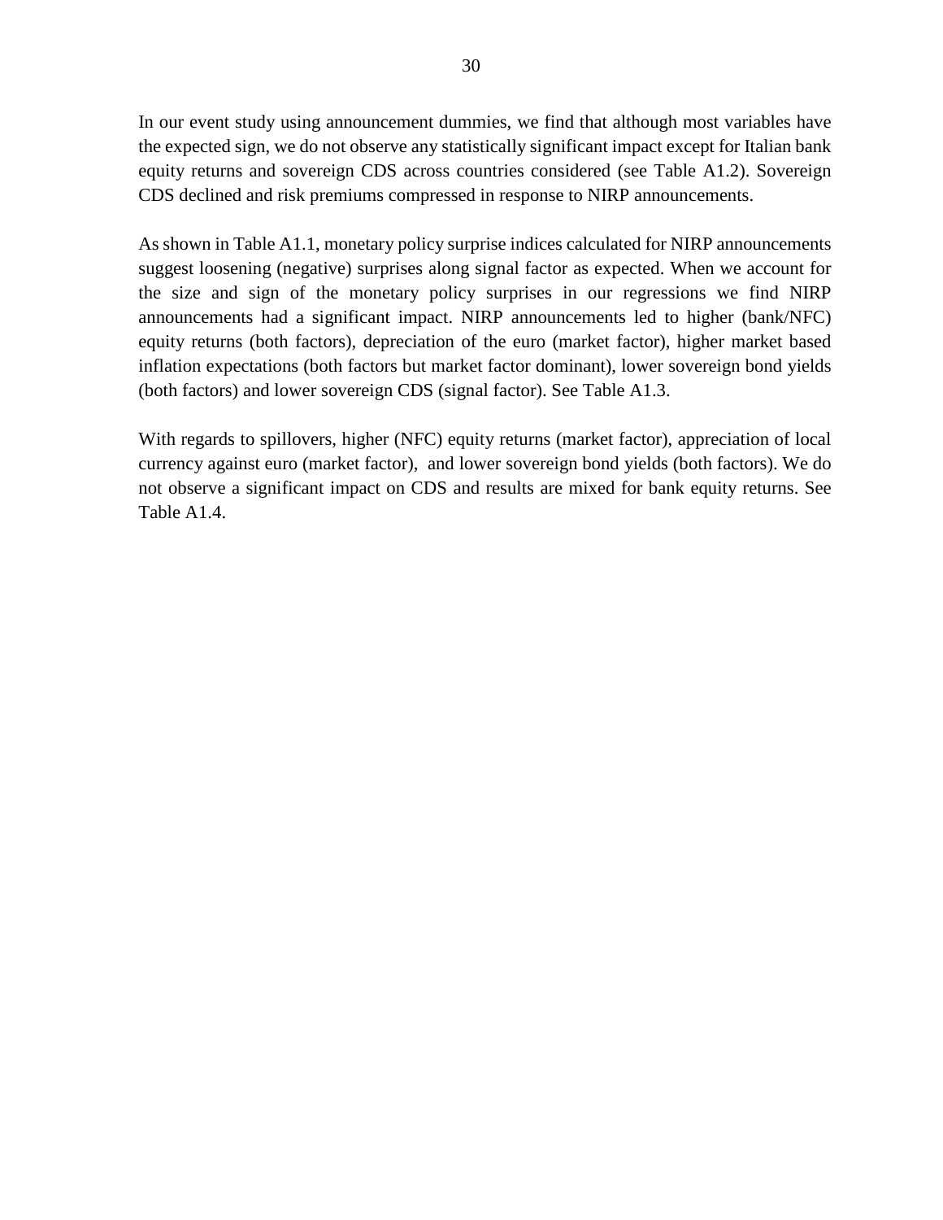In our event study using announcement dummies, we find that although most variables have the expected sign, we do not observe any statistically significant impact except for Italian bank equity returns and sovereign CDS across countries considered (see Table A1.2). Sovereign CDS declined and risk premiums compressed in response to NIRP announcements.

As shown in Table A1.1, monetary policy surprise indices calculated for NIRP announcements suggest loosening (negative) surprises along signal factor as expected. When we account for the size and sign of the monetary policy surprises in our regressions we find NIRP announcements had a significant impact. NIRP announcements led to higher (bank/NFC) equity returns (both factors), depreciation of the euro (market factor), higher market based inflation expectations (both factors but market factor dominant), lower sovereign bond yields (both factors) and lower sovereign CDS (signal factor). See Table A1.3.

With regards to spillovers, higher (NFC) equity returns (market factor), appreciation of local currency against euro (market factor), and lower sovereign bond yields (both factors). We do not observe a significant impact on CDS and results are mixed for bank equity returns. See Table A1.4.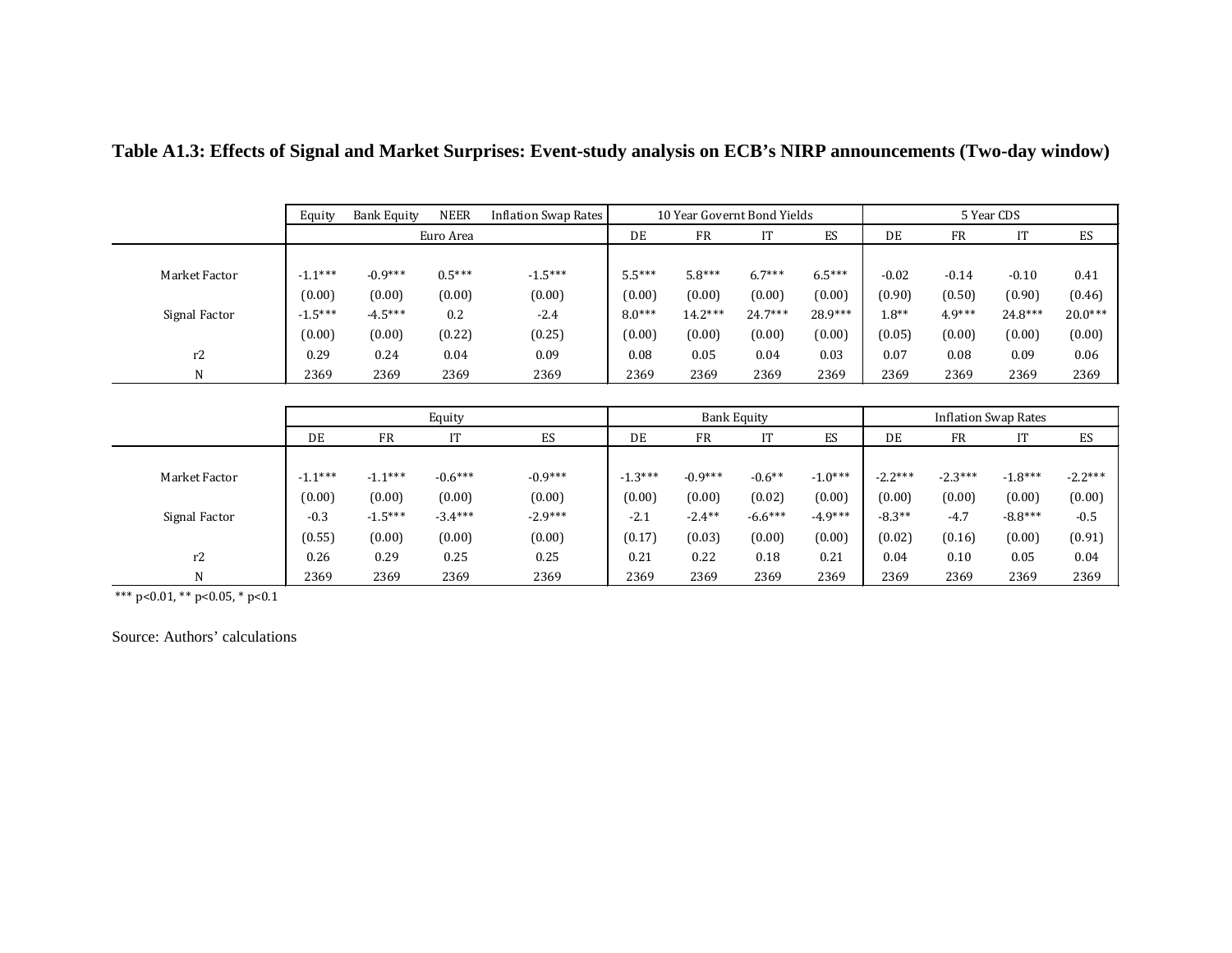**Table A1.3: Effects of Signal and Market Surprises: Event-study analysis on ECB's NIRP announcements (Two-day window)**

| | Equity | Bank Equity | NEER | Inflation Swap Rates | 10 Year Govrnt Bond Yields | | | | 5 Year CDS | | | |
|---|---|---|---|---|---|---|---|---|---|---|---|---|
| | Euro Area | | | | DE | FR | IT | ES | DE | FR | IT | ES |
| Market Factor | -1.1*** | -0.9*** | 0.5*** | -1.5*** | 5.5*** | 5.8*** | 6.7*** | 6.5*** | -0.02 | -0.14 | -0.10 | 0.41 |
| | (0.00) | (0.00) | (0.00) | (0.00) | (0.00) | (0.00) | (0.00) | (0.00) | (0.90) | (0.50) | (0.90) | (0.46) |
| Signal Factor | -1.5*** | -4.5*** | 0.2 | -2.4 | 8.0*** | 14.2*** | 24.7*** | 28.9*** | 1.8** | 4.9*** | 24.8*** | 20.0*** |
| | (0.00) | (0.00) | (0.22) | (0.25) | (0.00) | (0.00) | (0.00) | (0.00) | (0.05) | (0.00) | (0.00) | (0.00) |
| r2 | 0.29 | 0.24 | 0.04 | 0.09 | 0.08 | 0.05 | 0.04 | 0.03 | 0.07 | 0.08 | 0.09 | 0.06 |
| N | 2369 | 2369 | 2369 | 2369 | 2369 | 2369 | 2369 | 2369 | 2369 | 2369 | 2369 | 2369 |

| | Equity | | | | Bank Equity | | | | Inflation Swap Rates | | | |
|---|---|---|---|---|---|---|---|---|---|---|---|---|
| | DE | FR | IT | ES | DE | FR | IT | ES | DE | FR | IT | ES |
| Market Factor | -1.1*** | -1.1*** | -0.6*** | -0.9*** | -1.3*** | -0.9*** | -0.6** | -1.0*** | -2.2*** | -2.3*** | -1.8*** | -2.2*** |
| | (0.00) | (0.00) | (0.00) | (0.00) | (0.00) | (0.00) | (0.02) | (0.00) | (0.00) | (0.00) | (0.00) | (0.00) |
| Signal Factor | -0.3 | -1.5*** | -3.4*** | -2.9*** | -2.1 | -2.4** | -6.6*** | -4.9*** | -8.3** | -4.7 | -8.8*** | -0.5 |
| | (0.55) | (0.00) | (0.00) | (0.00) | (0.17) | (0.03) | (0.00) | (0.00) | (0.02) | (0.16) | (0.00) | (0.91) |
| r2 | 0.26 | 0.29 | 0.25 | 0.25 | 0.21 | 0.22 | 0.18 | 0.21 | 0.04 | 0.10 | 0.05 | 0.04 |
| N | 2369 | 2369 | 2369 | 2369 | 2369 | 2369 | 2369 | 2369 | 2369 | 2369 | 2369 | 2369 |

*** p<0.01, ** p<0.05, * p<0.1

Source: Authors' calculations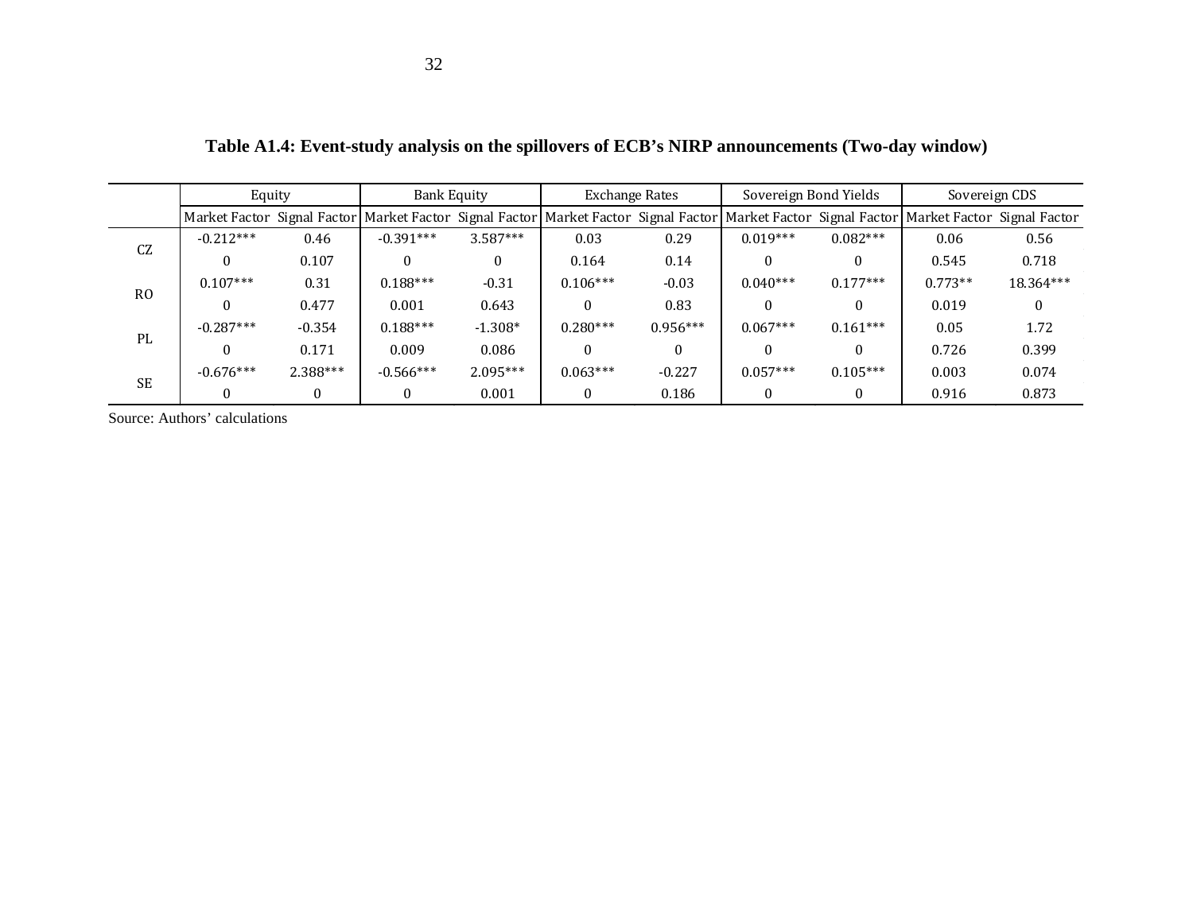**Table A1.4: Event-study analysis on the spillovers of ECB's NIRP announcements (Two-day window)**

| | Equity | | Bank Equity | | Exchange Rates | | Sovereign Bond Yields | | Sovereign CDS | |
|---|---|---|---|---|---|---|---|---|---|---|
| | Market Factor | Signal Factor | Market Factor | Signal Factor | Market Factor | Signal Factor | Market Factor | Signal Factor | Market Factor | Signal Factor |
| CZ | -0.212*** | 0.46 | -0.391*** | 3.587*** | 0.03 | 0.29 | 0.019*** | 0.082*** | 0.06 | 0.56 |
| | 0 | 0.107 | 0 | 0 | 0.164 | 0.14 | 0 | 0 | 0.545 | 0.718 |
| RO | 0.107*** | 0.31 | 0.188*** | -0.31 | 0.106*** | -0.03 | 0.040*** | 0.177*** | 0.773** | 18.364*** |
| | 0 | 0.477 | 0.001 | 0.643 | 0 | 0.83 | 0 | 0 | 0.019 | 0 |
| PL | -0.287*** | -0.354 | 0.188*** | -1.308* | 0.280*** | 0.956*** | 0.067*** | 0.161*** | 0.05 | 1.72 |
| | 0 | 0.171 | 0.009 | 0.086 | 0 | 0 | 0 | 0 | 0.726 | 0.399 |
| SE | -0.676*** | 2.388*** | -0.566*** | 2.095*** | 0.063*** | -0.227 | 0.057*** | 0.105*** | 0.003 | 0.074 |
| | 0 | 0 | 0 | 0.001 | 0 | 0.186 | 0 | 0 | 0.916 | 0.873 |

Source: Authors' calculations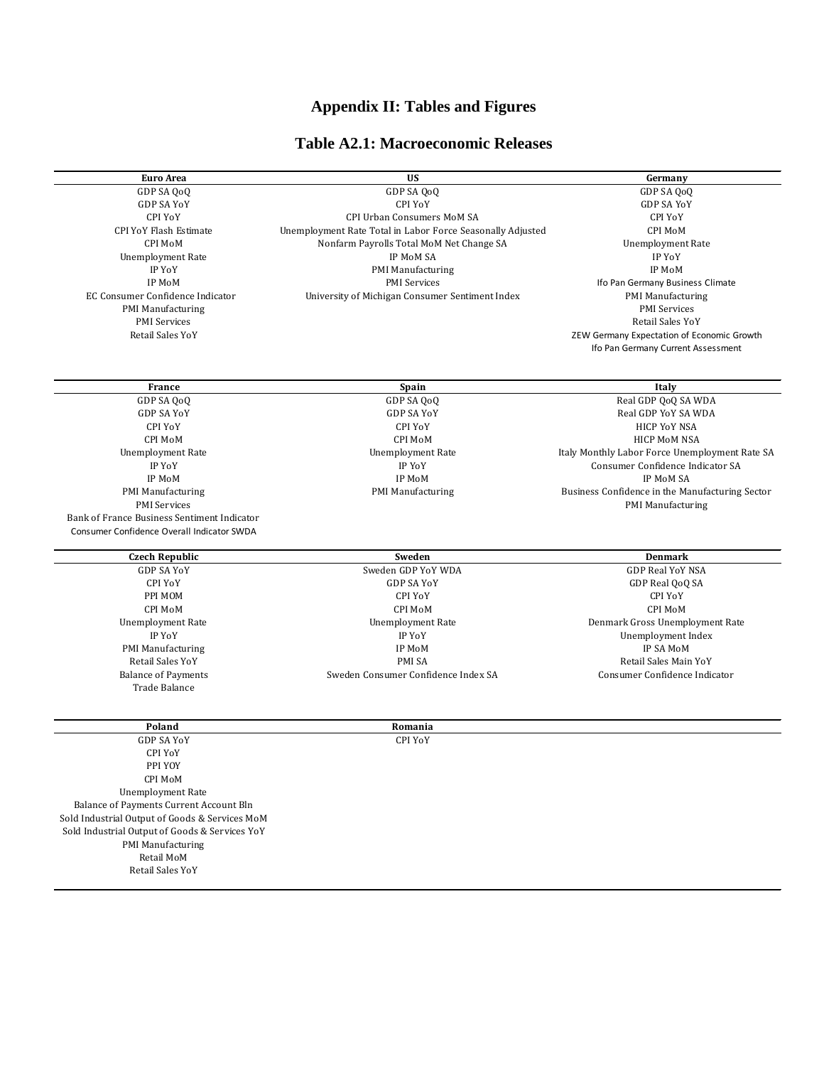# Appendix II: Tables and Figures

## Table A2.1: Macroeconomic Releases

| Euro Area | US | Germany |
|---|---|---|
| GDP SA QoQ | GDP SA QoQ | GDP SA QoQ |
| GDP SA YoY | CPI YoY | GDP SA YoY |
| CPI YoY | CPI Urban Consumers MoM SA | CPI YoY |
| CPI YoY Flash Estimate | Unemployment Rate Total in Labor Force Seasonally Adjusted | CPI MoM |
| CPI MoM | Nonfarm Payrolls Total MoM Net Change SA | Unemployment Rate |
| Unemployment Rate | IP MoM SA | IP YoY |
| IP YoY | PMI Manufacturing | IP MoM |
| IP MoM | PMI Services | Ifo Pan Germany Business Climate |
| EC Consumer Confidence Indicator | University of Michigan Consumer Sentiment Index | PMI Manufacturing |
| PMI Manufacturing | | PMI Services |
| PMI Services | | Retail Sales YoY |
| Retail Sales YoY | | ZEW Germany Expectation of Economic Growth |
| | | Ifo Pan Germany Current Assessment |

| France | Spain | Italy |
|---|---|---|
| GDP SA QoQ | GDP SA QoQ | Real GDP QoQ SA WDA |
| GDP SA YoY | GDP SA YoY | Real GDP YoY SA WDA |
| CPI YoY | CPI YoY | HICP YoY NSA |
| CPI MoM | CPI MoM | HICP MoM NSA |
| Unemployment Rate | Unemployment Rate | Italy Monthly Labor Force Unemployment Rate SA |
| IP YoY | IP YoY | Consumer Confidence Indicator SA |
| IP MoM | IP MoM | IP MoM SA |
| PMI Manufacturing | PMI Manufacturing | Business Confidence in the Manufacturing Sector |
| PMI Services | | PMI Manufacturing |
| Bank of France Business Sentiment Indicator | | |
| Consumer Confidence Overall Indicator SWDA | | |

| Czech Republic | Sweden | Denmark |
|---|---|---|
| GDP SA YoY | Sweden GDP YoY WDA | GDP Real YoY NSA |
| CPI YoY | GDP SA YoY | GDP Real QoQ SA |
| PPI MOM | CPI YoY | CPI YoY |
| CPI MoM | CPI MoM | CPI MoM |
| Unemployment Rate | Unemployment Rate | Denmark Gross Unemployment Rate |
| IP YoY | IP YoY | Unemployment Index |
| PMI Manufacturing | IP MoM | IP SA MoM |
| Retail Sales YoY | PMI SA | Retail Sales Main YoY |
| Balance of Payments | Sweden Consumer Confidence Index SA | Consumer Confidence Indicator |
| Trade Balance | | |

| Poland | Romania |
|---|---|
| GDP SA YoY | CPI YoY |
| CPI YoY | |
| PPI YOY | |
| CPI MoM | |
| Unemployment Rate | |
| Balance of Payments Current Account Bln | |
| Sold Industrial Output of Goods & Services MoM | |
| Sold Industrial Output of Goods & Services YoY | |
| PMI Manufacturing | |
| Retail MoM | |
| Retail Sales YoY | |